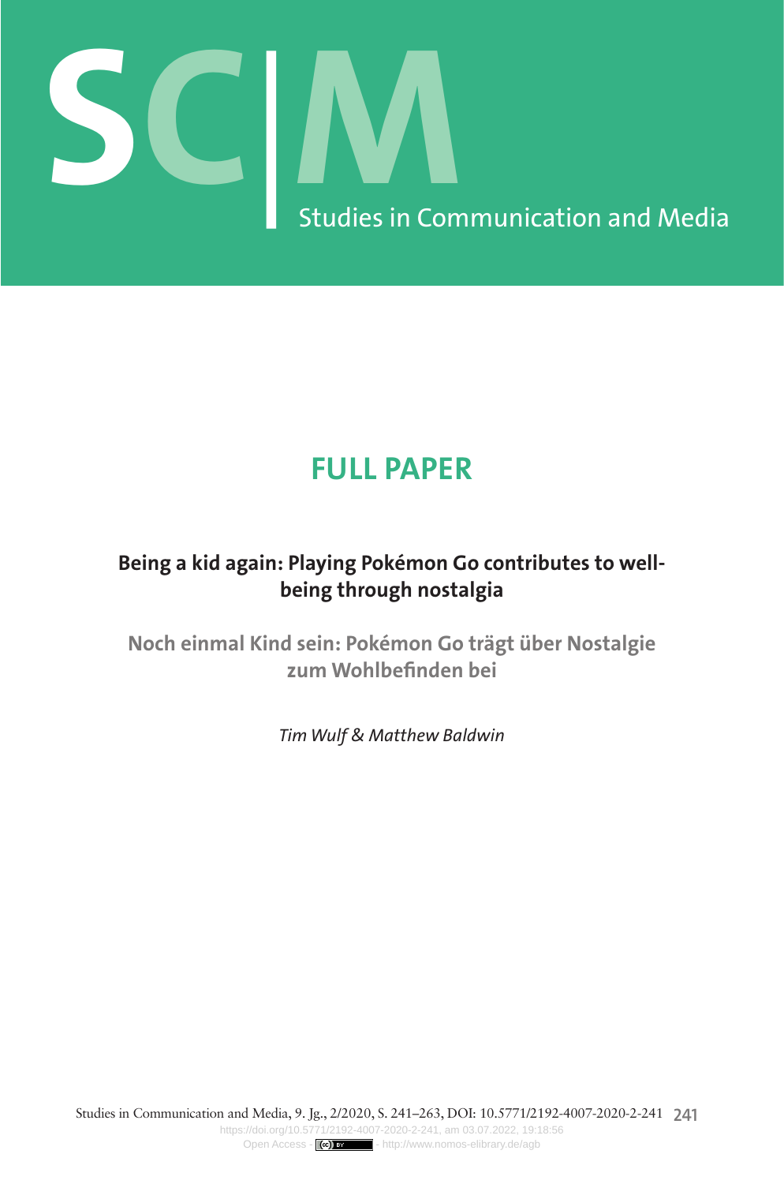# FULL PAPER

## Being a kid again: Playing Pokémon Go contributes to well-being through nostalgia

## Noch einmal Kind sein: Pokémon Go trägt über Nostalgie zum Wohlbefinden bei

*Tim Wulf & Matthew Baldwin*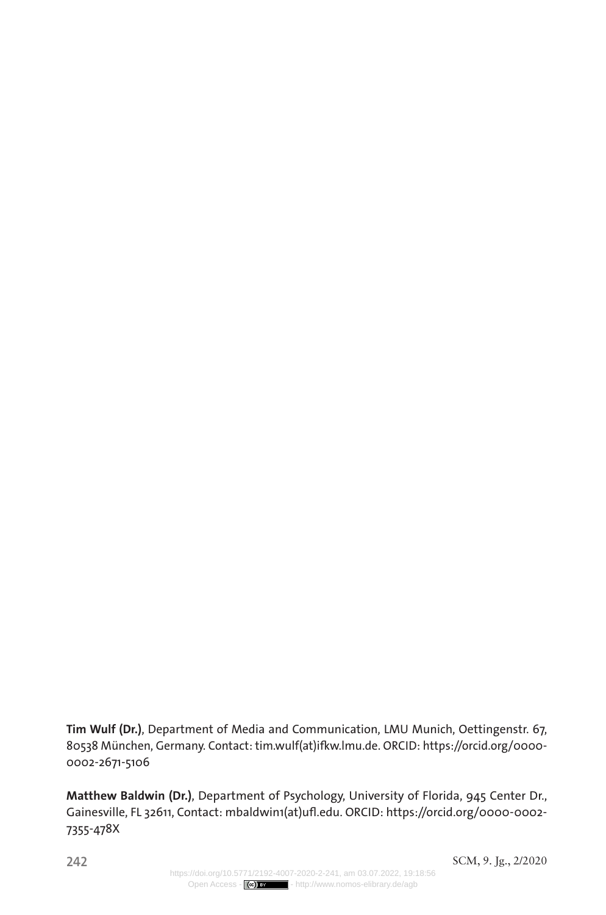**Tim Wulf (Dr.)**, Department of Media and Communication, LMU Munich, Oettingenstr. 67, 80538 München, Germany. Contact: tim.wulf(at)ifkw.lmu.de. ORCID: https://orcid.org/0000-0002-2671-5106

**Matthew Baldwin (Dr.)**, Department of Psychology, University of Florida, 945 Center Dr., Gainesville, FL 32611, Contact: mbaldwin1(at)ufl.edu. ORCID: https://orcid.org/0000-0002-7355-478X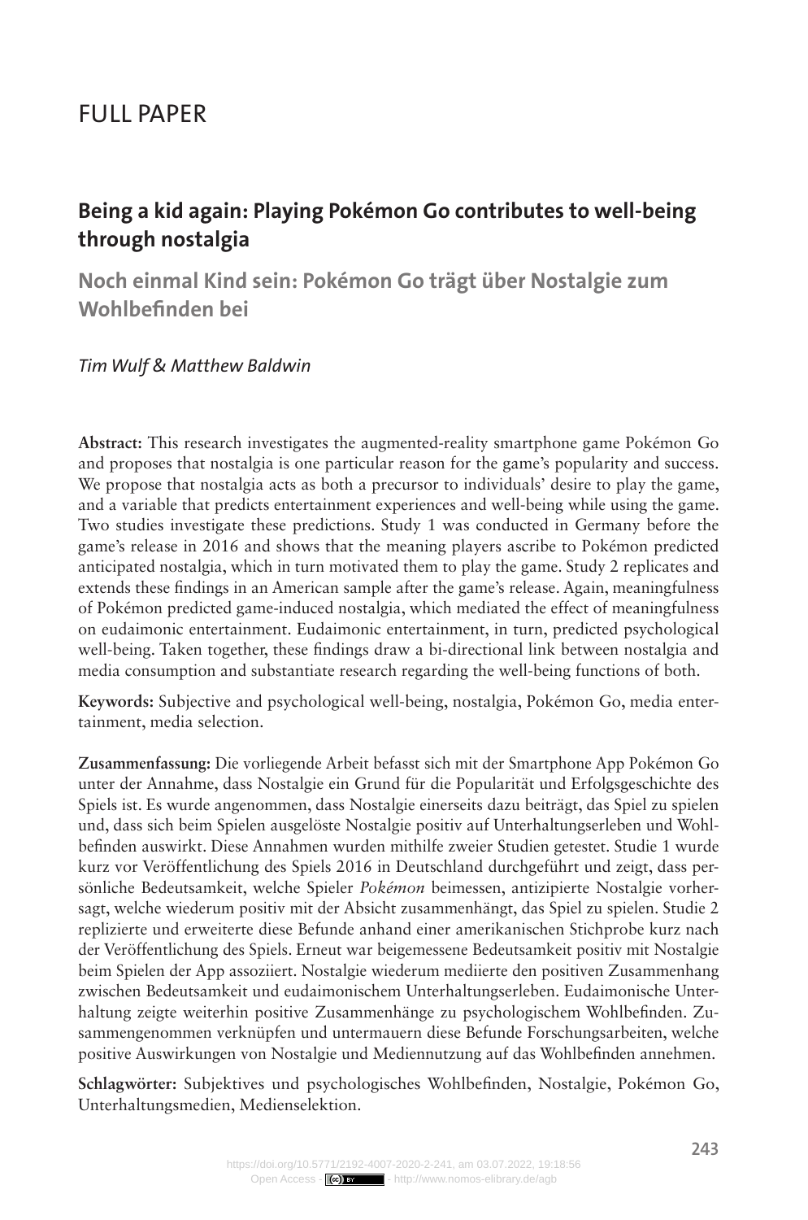# FULL PAPER

## Being a kid again: Playing Pokémon Go contributes to well-being through nostalgia

### Noch einmal Kind sein: Pokémon Go trägt über Nostalgie zum Wohlbefinden bei

*Tim Wulf & Matthew Baldwin*

**Abstract:** This research investigates the augmented-reality smartphone game Pokémon Go and proposes that nostalgia is one particular reason for the game's popularity and success. We propose that nostalgia acts as both a precursor to individuals' desire to play the game, and a variable that predicts entertainment experiences and well-being while using the game. Two studies investigate these predictions. Study 1 was conducted in Germany before the game's release in 2016 and shows that the meaning players ascribe to Pokémon predicted anticipated nostalgia, which in turn motivated them to play the game. Study 2 replicates and extends these findings in an American sample after the game's release. Again, meaningfulness of Pokémon predicted game-induced nostalgia, which mediated the effect of meaningfulness on eudaimonic entertainment. Eudaimonic entertainment, in turn, predicted psychological well-being. Taken together, these findings draw a bi-directional link between nostalgia and media consumption and substantiate research regarding the well-being functions of both.

**Keywords:** Subjective and psychological well-being, nostalgia, Pokémon Go, media entertainment, media selection.

**Zusammenfassung:** Die vorliegende Arbeit befasst sich mit der Smartphone App Pokémon Go unter der Annahme, dass Nostalgie ein Grund für die Popularität und Erfolgsgeschichte des Spiels ist. Es wurde angenommen, dass Nostalgie einerseits dazu beiträgt, das Spiel zu spielen und, dass sich beim Spielen ausgelöste Nostalgie positiv auf Unterhaltungserleben und Wohlbefinden auswirkt. Diese Annahmen wurden mithilfe zweier Studien getestet. Studie 1 wurde kurz vor Veröffentlichung des Spiels 2016 in Deutschland durchgeführt und zeigt, dass persönliche Bedeutsamkeit, welche Spieler *Pokémon* beimessen, antizipierte Nostalgie vorhersagt, welche wiederum positiv mit der Absicht zusammenhängt, das Spiel zu spielen. Studie 2 replizierte und erweiterte diese Befunde anhand einer amerikanischen Stichprobe kurz nach der Veröffentlichung des Spiels. Erneut war beigemessene Bedeutsamkeit positiv mit Nostalgie beim Spielen der App assoziiert. Nostalgie wiederum mediierte den positiven Zusammenhang zwischen Bedeutsamkeit und eudaimonischem Unterhaltungserleben. Eudaimonische Unterhaltung zeigte weiterhin positive Zusammenhänge zu psychologischem Wohlbefinden. Zusammengenommen verknüpfen und untermauern diese Befunde Forschungsarbeiten, welche positive Auswirkungen von Nostalgie und Mediennutzung auf das Wohlbefinden annehmen.

**Schlagwörter:** Subjektives und psychologisches Wohlbefinden, Nostalgie, Pokémon Go, Unterhaltungsmedien, Medienselektion.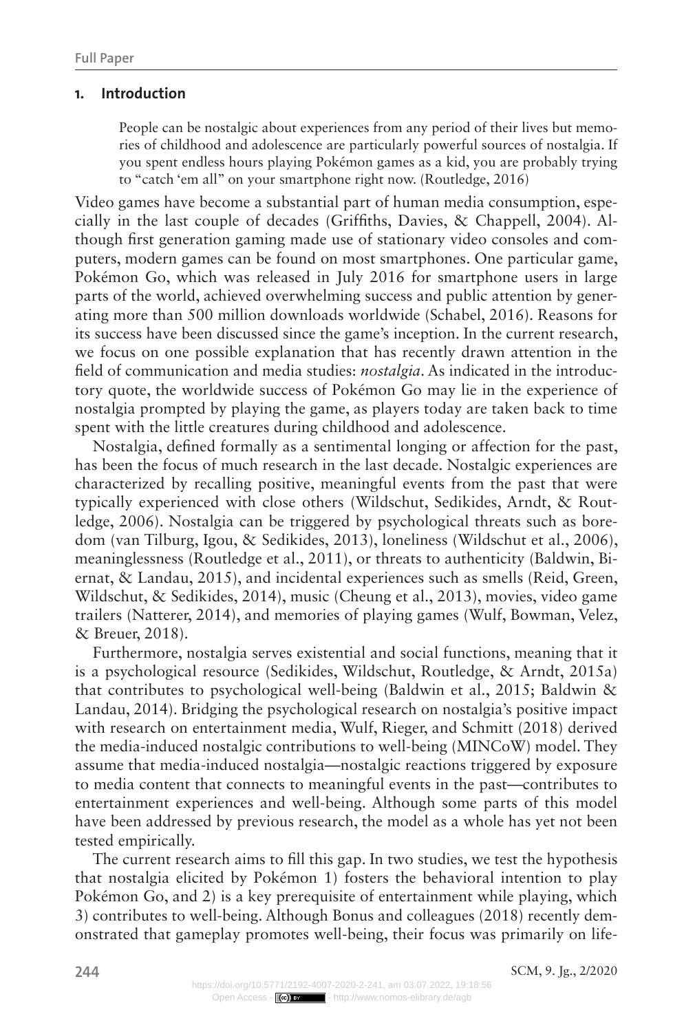## 1. Introduction

> People can be nostalgic about experiences from any period of their lives but memories of childhood and adolescence are particularly powerful sources of nostalgia. If you spent endless hours playing Pokémon games as a kid, you are probably trying to "catch 'em all" on your smartphone right now. (Routledge, 2016)

Video games have become a substantial part of human media consumption, especially in the last couple of decades (Griffiths, Davies, & Chappell, 2004). Although first generation gaming made use of stationary video consoles and computers, modern games can be found on most smartphones. One particular game, Pokémon Go, which was released in July 2016 for smartphone users in large parts of the world, achieved overwhelming success and public attention by generating more than 500 million downloads worldwide (Schabel, 2016). Reasons for its success have been discussed since the game's inception. In the current research, we focus on one possible explanation that has recently drawn attention in the field of communication and media studies: *nostalgia*. As indicated in the introductory quote, the worldwide success of Pokémon Go may lie in the experience of nostalgia prompted by playing the game, as players today are taken back to time spent with the little creatures during childhood and adolescence.

Nostalgia, defined formally as a sentimental longing or affection for the past, has been the focus of much research in the last decade. Nostalgic experiences are characterized by recalling positive, meaningful events from the past that were typically experienced with close others (Wildschut, Sedikides, Arndt, & Routledge, 2006). Nostalgia can be triggered by psychological threats such as boredom (van Tilburg, Igou, & Sedikides, 2013), loneliness (Wildschut et al., 2006), meaninglessness (Routledge et al., 2011), or threats to authenticity (Baldwin, Biernat, & Landau, 2015), and incidental experiences such as smells (Reid, Green, Wildschut, & Sedikides, 2014), music (Cheung et al., 2013), movies, video game trailers (Natterer, 2014), and memories of playing games (Wulf, Bowman, Velez, & Breuer, 2018).

Furthermore, nostalgia serves existential and social functions, meaning that it is a psychological resource (Sedikides, Wildschut, Routledge, & Arndt, 2015a) that contributes to psychological well-being (Baldwin et al., 2015; Baldwin & Landau, 2014). Bridging the psychological research on nostalgia's positive impact with research on entertainment media, Wulf, Rieger, and Schmitt (2018) derived the media-induced nostalgic contributions to well-being (MINCoW) model. They assume that media-induced nostalgia—nostalgic reactions triggered by exposure to media content that connects to meaningful events in the past—contributes to entertainment experiences and well-being. Although some parts of this model have been addressed by previous research, the model as a whole has yet not been tested empirically.

The current research aims to fill this gap. In two studies, we test the hypothesis that nostalgia elicited by Pokémon 1) fosters the behavioral intention to play Pokémon Go, and 2) is a key prerequisite of entertainment while playing, which 3) contributes to well-being. Although Bonus and colleagues (2018) recently demonstrated that gameplay promotes well-being, their focus was primarily on life-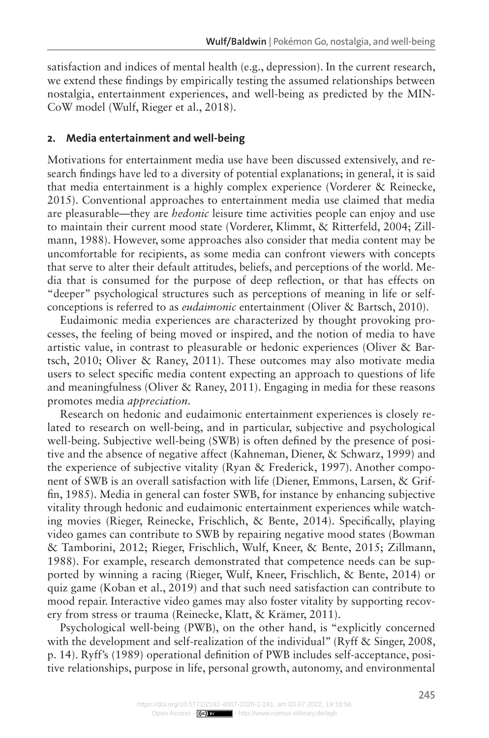satisfaction and indices of mental health (e.g., depression). In the current research, we extend these findings by empirically testing the assumed relationships between nostalgia, entertainment experiences, and well-being as predicted by the MIN-CoW model (Wulf, Rieger et al., 2018).

## 2. Media entertainment and well-being

Motivations for entertainment media use have been discussed extensively, and research findings have led to a diversity of potential explanations; in general, it is said that media entertainment is a highly complex experience (Vorderer & Reinecke, 2015). Conventional approaches to entertainment media use claimed that media are pleasurable—they are *hedonic* leisure time activities people can enjoy and use to maintain their current mood state (Vorderer, Klimmt, & Ritterfeld, 2004; Zillmann, 1988). However, some approaches also consider that media content may be uncomfortable for recipients, as some media can confront viewers with concepts that serve to alter their default attitudes, beliefs, and perceptions of the world. Media that is consumed for the purpose of deep reflection, or that has effects on "deeper" psychological structures such as perceptions of meaning in life or self-conceptions is referred to as *eudaimonic* entertainment (Oliver & Bartsch, 2010).

Eudaimonic media experiences are characterized by thought provoking processes, the feeling of being moved or inspired, and the notion of media to have artistic value, in contrast to pleasurable or hedonic experiences (Oliver & Bartsch, 2010; Oliver & Raney, 2011). These outcomes may also motivate media users to select specific media content expecting an approach to questions of life and meaningfulness (Oliver & Raney, 2011). Engaging in media for these reasons promotes media *appreciation*.

Research on hedonic and eudaimonic entertainment experiences is closely related to research on well-being, and in particular, subjective and psychological well-being. Subjective well-being (SWB) is often defined by the presence of positive and the absence of negative affect (Kahneman, Diener, & Schwarz, 1999) and the experience of subjective vitality (Ryan & Frederick, 1997). Another component of SWB is an overall satisfaction with life (Diener, Emmons, Larsen, & Griffin, 1985). Media in general can foster SWB, for instance by enhancing subjective vitality through hedonic and eudaimonic entertainment experiences while watching movies (Rieger, Reinecke, Frischlich, & Bente, 2014). Specifically, playing video games can contribute to SWB by repairing negative mood states (Bowman & Tamborini, 2012; Rieger, Frischlich, Wulf, Kneer, & Bente, 2015; Zillmann, 1988). For example, research demonstrated that competence needs can be supported by winning a racing (Rieger, Wulf, Kneer, Frischlich, & Bente, 2014) or quiz game (Koban et al., 2019) and that such need satisfaction can contribute to mood repair. Interactive video games may also foster vitality by supporting recovery from stress or trauma (Reinecke, Klatt, & Krämer, 2011).

Psychological well-being (PWB), on the other hand, is "explicitly concerned with the development and self-realization of the individual" (Ryff & Singer, 2008, p. 14). Ryff's (1989) operational definition of PWB includes self-acceptance, positive relationships, purpose in life, personal growth, autonomy, and environmental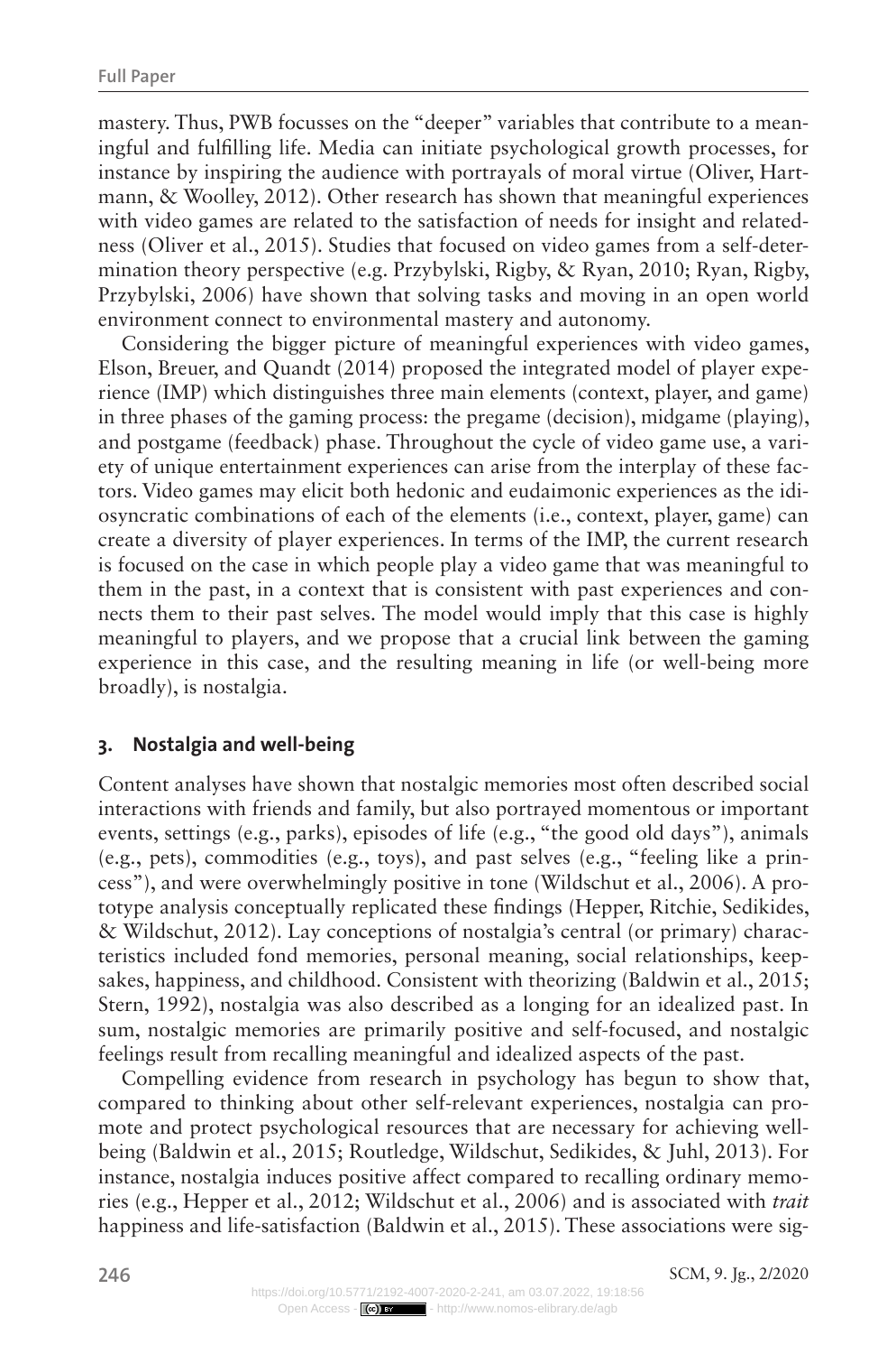mastery. Thus, PWB focusses on the "deeper" variables that contribute to a meaningful and fulfilling life. Media can initiate psychological growth processes, for instance by inspiring the audience with portrayals of moral virtue (Oliver, Hartmann, & Woolley, 2012). Other research has shown that meaningful experiences with video games are related to the satisfaction of needs for insight and relatedness (Oliver et al., 2015). Studies that focused on video games from a self-determination theory perspective (e.g. Przybylski, Rigby, & Ryan, 2010; Ryan, Rigby, Przybylski, 2006) have shown that solving tasks and moving in an open world environment connect to environmental mastery and autonomy.

Considering the bigger picture of meaningful experiences with video games, Elson, Breuer, and Quandt (2014) proposed the integrated model of player experience (IMP) which distinguishes three main elements (context, player, and game) in three phases of the gaming process: the pregame (decision), midgame (playing), and postgame (feedback) phase. Throughout the cycle of video game use, a variety of unique entertainment experiences can arise from the interplay of these factors. Video games may elicit both hedonic and eudaimonic experiences as the idiosyncratic combinations of each of the elements (i.e., context, player, game) can create a diversity of player experiences. In terms of the IMP, the current research is focused on the case in which people play a video game that was meaningful to them in the past, in a context that is consistent with past experiences and connects them to their past selves. The model would imply that this case is highly meaningful to players, and we propose that a crucial link between the gaming experience in this case, and the resulting meaning in life (or well-being more broadly), is nostalgia.

## 3. Nostalgia and well-being

Content analyses have shown that nostalgic memories most often described social interactions with friends and family, but also portrayed momentous or important events, settings (e.g., parks), episodes of life (e.g., "the good old days"), animals (e.g., pets), commodities (e.g., toys), and past selves (e.g., "feeling like a princess"), and were overwhelmingly positive in tone (Wildschut et al., 2006). A prototype analysis conceptually replicated these findings (Hepper, Ritchie, Sedikides, & Wildschut, 2012). Lay conceptions of nostalgia's central (or primary) characteristics included fond memories, personal meaning, social relationships, keepsakes, happiness, and childhood. Consistent with theorizing (Baldwin et al., 2015; Stern, 1992), nostalgia was also described as a longing for an idealized past. In sum, nostalgic memories are primarily positive and self-focused, and nostalgic feelings result from recalling meaningful and idealized aspects of the past.

Compelling evidence from research in psychology has begun to show that, compared to thinking about other self-relevant experiences, nostalgia can promote and protect psychological resources that are necessary for achieving well-being (Baldwin et al., 2015; Routledge, Wildschut, Sedikides, & Juhl, 2013). For instance, nostalgia induces positive affect compared to recalling ordinary memories (e.g., Hepper et al., 2012; Wildschut et al., 2006) and is associated with *trait* happiness and life-satisfaction (Baldwin et al., 2015). These associations were sig-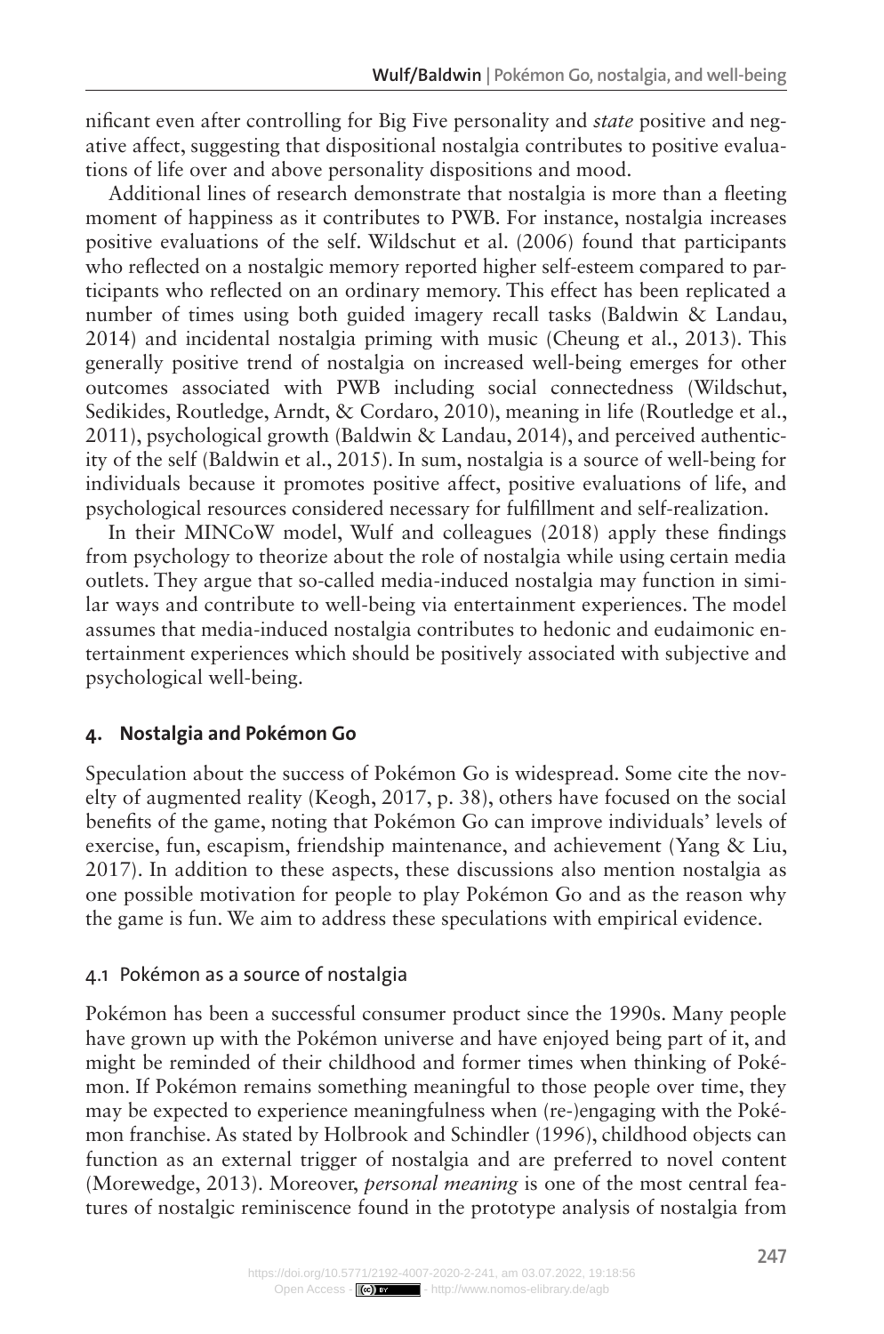nificant even after controlling for Big Five personality and *state* positive and negative affect, suggesting that dispositional nostalgia contributes to positive evaluations of life over and above personality dispositions and mood.

Additional lines of research demonstrate that nostalgia is more than a fleeting moment of happiness as it contributes to PWB. For instance, nostalgia increases positive evaluations of the self. Wildschut et al. (2006) found that participants who reflected on a nostalgic memory reported higher self-esteem compared to participants who reflected on an ordinary memory. This effect has been replicated a number of times using both guided imagery recall tasks (Baldwin & Landau, 2014) and incidental nostalgia priming with music (Cheung et al., 2013). This generally positive trend of nostalgia on increased well-being emerges for other outcomes associated with PWB including social connectedness (Wildschut, Sedikides, Routledge, Arndt, & Cordaro, 2010), meaning in life (Routledge et al., 2011), psychological growth (Baldwin & Landau, 2014), and perceived authenticity of the self (Baldwin et al., 2015). In sum, nostalgia is a source of well-being for individuals because it promotes positive affect, positive evaluations of life, and psychological resources considered necessary for fulfillment and self-realization.

In their MINCoW model, Wulf and colleagues (2018) apply these findings from psychology to theorize about the role of nostalgia while using certain media outlets. They argue that so-called media-induced nostalgia may function in similar ways and contribute to well-being via entertainment experiences. The model assumes that media-induced nostalgia contributes to hedonic and eudaimonic entertainment experiences which should be positively associated with subjective and psychological well-being.

## 4. Nostalgia and Pokémon Go

Speculation about the success of Pokémon Go is widespread. Some cite the novelty of augmented reality (Keogh, 2017, p. 38), others have focused on the social benefits of the game, noting that Pokémon Go can improve individuals' levels of exercise, fun, escapism, friendship maintenance, and achievement (Yang & Liu, 2017). In addition to these aspects, these discussions also mention nostalgia as one possible motivation for people to play Pokémon Go and as the reason why the game is fun. We aim to address these speculations with empirical evidence.

### 4.1 Pokémon as a source of nostalgia

Pokémon has been a successful consumer product since the 1990s. Many people have grown up with the Pokémon universe and have enjoyed being part of it, and might be reminded of their childhood and former times when thinking of Pokémon. If Pokémon remains something meaningful to those people over time, they may be expected to experience meaningfulness when (re-)engaging with the Pokémon franchise. As stated by Holbrook and Schindler (1996), childhood objects can function as an external trigger of nostalgia and are preferred to novel content (Morewedge, 2013). Moreover, *personal meaning* is one of the most central features of nostalgic reminiscence found in the prototype analysis of nostalgia from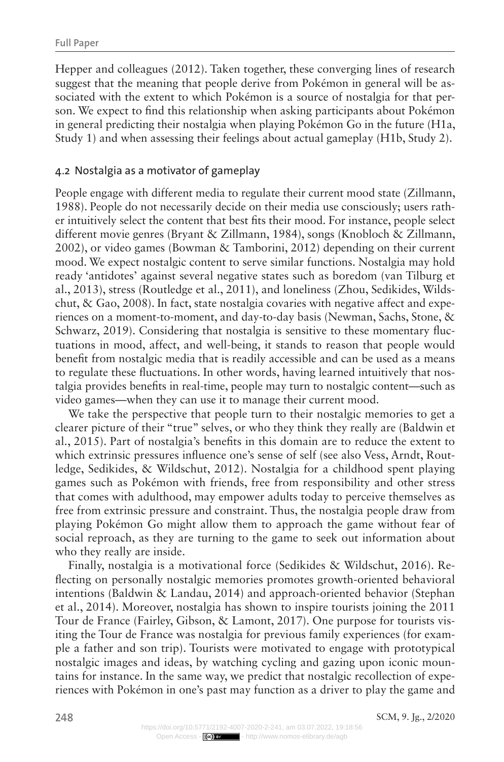Hepper and colleagues (2012). Taken together, these converging lines of research suggest that the meaning that people derive from Pokémon in general will be associated with the extent to which Pokémon is a source of nostalgia for that person. We expect to find this relationship when asking participants about Pokémon in general predicting their nostalgia when playing Pokémon Go in the future (H1a, Study 1) and when assessing their feelings about actual gameplay (H1b, Study 2).

## 4.2 Nostalgia as a motivator of gameplay

People engage with different media to regulate their current mood state (Zillmann, 1988). People do not necessarily decide on their media use consciously; users rather intuitively select the content that best fits their mood. For instance, people select different movie genres (Bryant & Zillmann, 1984), songs (Knobloch & Zillmann, 2002), or video games (Bowman & Tamborini, 2012) depending on their current mood. We expect nostalgic content to serve similar functions. Nostalgia may hold ready 'antidotes' against several negative states such as boredom (van Tilburg et al., 2013), stress (Routledge et al., 2011), and loneliness (Zhou, Sedikides, Wildschut, & Gao, 2008). In fact, state nostalgia covaries with negative affect and experiences on a moment-to-moment, and day-to-day basis (Newman, Sachs, Stone, & Schwarz, 2019). Considering that nostalgia is sensitive to these momentary fluctuations in mood, affect, and well-being, it stands to reason that people would benefit from nostalgic media that is readily accessible and can be used as a means to regulate these fluctuations. In other words, having learned intuitively that nostalgia provides benefits in real-time, people may turn to nostalgic content—such as video games—when they can use it to manage their current mood.

We take the perspective that people turn to their nostalgic memories to get a clearer picture of their "true" selves, or who they think they really are (Baldwin et al., 2015). Part of nostalgia's benefits in this domain are to reduce the extent to which extrinsic pressures influence one's sense of self (see also Vess, Arndt, Routledge, Sedikides, & Wildschut, 2012). Nostalgia for a childhood spent playing games such as Pokémon with friends, free from responsibility and other stress that comes with adulthood, may empower adults today to perceive themselves as free from extrinsic pressure and constraint. Thus, the nostalgia people draw from playing Pokémon Go might allow them to approach the game without fear of social reproach, as they are turning to the game to seek out information about who they really are inside.

Finally, nostalgia is a motivational force (Sedikides & Wildschut, 2016). Reflecting on personally nostalgic memories promotes growth-oriented behavioral intentions (Baldwin & Landau, 2014) and approach-oriented behavior (Stephan et al., 2014). Moreover, nostalgia has shown to inspire tourists joining the 2011 Tour de France (Fairley, Gibson, & Lamont, 2017). One purpose for tourists visiting the Tour de France was nostalgia for previous family experiences (for example a father and son trip). Tourists were motivated to engage with prototypical nostalgic images and ideas, by watching cycling and gazing upon iconic mountains for instance. In the same way, we predict that nostalgic recollection of experiences with Pokémon in one's past may function as a driver to play the game and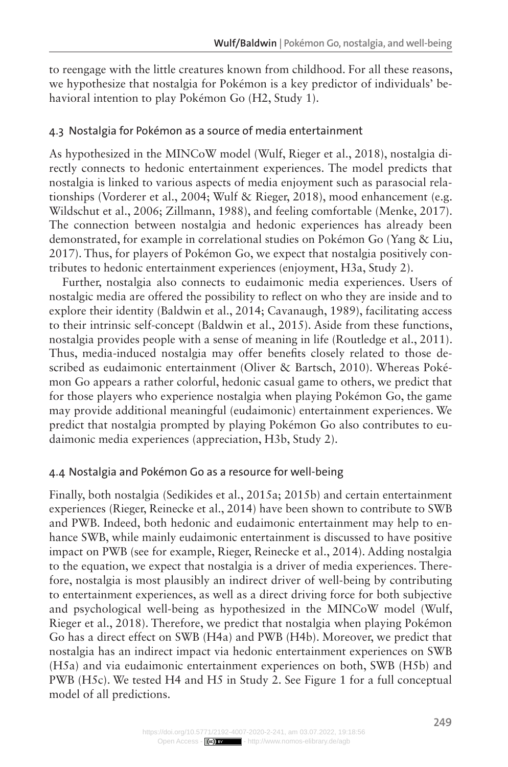to reengage with the little creatures known from childhood. For all these reasons, we hypothesize that nostalgia for Pokémon is a key predictor of individuals' behavioral intention to play Pokémon Go (H2, Study 1).

### 4.3 Nostalgia for Pokémon as a source of media entertainment

As hypothesized in the MINCoW model (Wulf, Rieger et al., 2018), nostalgia directly connects to hedonic entertainment experiences. The model predicts that nostalgia is linked to various aspects of media enjoyment such as parasocial relationships (Vorderer et al., 2004; Wulf & Rieger, 2018), mood enhancement (e.g. Wildschut et al., 2006; Zillmann, 1988), and feeling comfortable (Menke, 2017). The connection between nostalgia and hedonic experiences has already been demonstrated, for example in correlational studies on Pokémon Go (Yang & Liu, 2017). Thus, for players of Pokémon Go, we expect that nostalgia positively contributes to hedonic entertainment experiences (enjoyment, H3a, Study 2).

Further, nostalgia also connects to eudaimonic media experiences. Users of nostalgic media are offered the possibility to reflect on who they are inside and to explore their identity (Baldwin et al., 2014; Cavanaugh, 1989), facilitating access to their intrinsic self-concept (Baldwin et al., 2015). Aside from these functions, nostalgia provides people with a sense of meaning in life (Routledge et al., 2011). Thus, media-induced nostalgia may offer benefits closely related to those described as eudaimonic entertainment (Oliver & Bartsch, 2010). Whereas Pokémon Go appears a rather colorful, hedonic casual game to others, we predict that for those players who experience nostalgia when playing Pokémon Go, the game may provide additional meaningful (eudaimonic) entertainment experiences. We predict that nostalgia prompted by playing Pokémon Go also contributes to eudaimonic media experiences (appreciation, H3b, Study 2).

### 4.4 Nostalgia and Pokémon Go as a resource for well-being

Finally, both nostalgia (Sedikides et al., 2015a; 2015b) and certain entertainment experiences (Rieger, Reinecke et al., 2014) have been shown to contribute to SWB and PWB. Indeed, both hedonic and eudaimonic entertainment may help to enhance SWB, while mainly eudaimonic entertainment is discussed to have positive impact on PWB (see for example, Rieger, Reinecke et al., 2014). Adding nostalgia to the equation, we expect that nostalgia is a driver of media experiences. Therefore, nostalgia is most plausibly an indirect driver of well-being by contributing to entertainment experiences, as well as a direct driving force for both subjective and psychological well-being as hypothesized in the MINCoW model (Wulf, Rieger et al., 2018). Therefore, we predict that nostalgia when playing Pokémon Go has a direct effect on SWB (H4a) and PWB (H4b). Moreover, we predict that nostalgia has an indirect impact via hedonic entertainment experiences on SWB (H5a) and via eudaimonic entertainment experiences on both, SWB (H5b) and PWB (H5c). We tested H4 and H5 in Study 2. See Figure 1 for a full conceptual model of all predictions.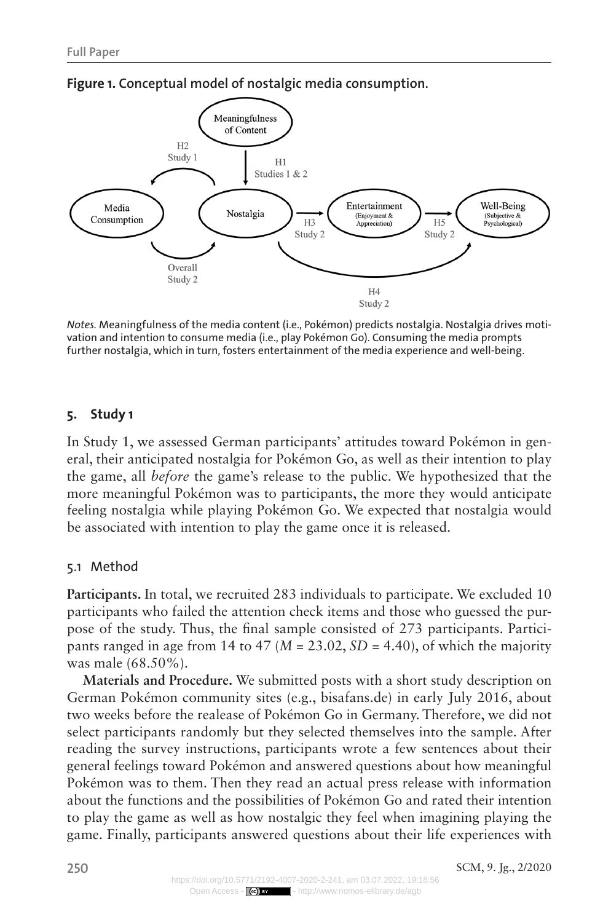**Figure 1. Conceptual model of nostalgic media consumption.**

*Notes.* Meaningfulness of the media content (i.e., Pokémon) predicts nostalgia. Nostalgia drives motivation and intention to consume media (i.e., play Pokémon Go). Consuming the media prompts further nostalgia, which in turn, fosters entertainment of the media experience and well-being.

## 5. Study 1

In Study 1, we assessed German participants' attitudes toward Pokémon in general, their anticipated nostalgia for Pokémon Go, as well as their intention to play the game, all *before* the game's release to the public. We hypothesized that the more meaningful Pokémon was to participants, the more they would anticipate feeling nostalgia while playing Pokémon Go. We expected that nostalgia would be associated with intention to play the game once it is released.

### 5.1 Method

**Participants.** In total, we recruited 283 individuals to participate. We excluded 10 participants who failed the attention check items and those who guessed the purpose of the study. Thus, the final sample consisted of 273 participants. Participants ranged in age from 14 to 47 ($M$ = 23.02, $SD$ = 4.40), of which the majority was male (68.50%).

**Materials and Procedure.** We submitted posts with a short study description on German Pokémon community sites (e.g., bisafans.de) in early July 2016, about two weeks before the realease of Pokémon Go in Germany. Therefore, we did not select participants randomly but they selected themselves into the sample. After reading the survey instructions, participants wrote a few sentences about their general feelings toward Pokémon and answered questions about how meaningful Pokémon was to them. Then they read an actual press release with information about the functions and the possibilities of Pokémon Go and rated their intention to play the game as well as how nostalgic they feel when imagining playing the game. Finally, participants answered questions about their life experiences with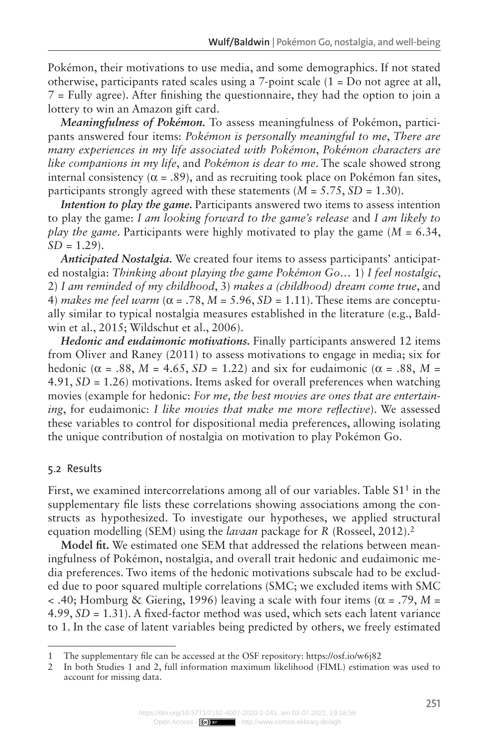Pokémon, their motivations to use media, and some demographics. If not stated otherwise, participants rated scales using a 7-point scale (1 = Do not agree at all, 7 = Fully agree). After finishing the questionnaire, they had the option to join a lottery to win an Amazon gift card.

***Meaningfulness of Pokémon.*** To assess meaningfulness of Pokémon, participants answered four items: *Pokémon is personally meaningful to me*, *There are many experiences in my life associated with Pokémon*, *Pokémon characters are like companions in my life*, and *Pokémon is dear to me*. The scale showed strong internal consistency ($\alpha$ = .89), and as recruiting took place on Pokémon fan sites, participants strongly agreed with these statements (*M* = 5.75, *SD* = 1.30).

***Intention to play the game.*** Participants answered two items to assess intention to play the game: *I am looking forward to the game's release* and *I am likely to play the game*. Participants were highly motivated to play the game (*M* = 6.34, *SD* = 1.29).

***Anticipated Nostalgia.*** We created four items to assess participants' anticipated nostalgia: *Thinking about playing the game Pokémon Go…* 1) *I feel nostalgic*, 2) *I am reminded of my childhood*, 3) *makes a (childhood) dream come true*, and 4) *makes me feel warm* ($\alpha$ = .78, *M* = 5.96, *SD* = 1.11). These items are conceptually similar to typical nostalgia measures established in the literature (e.g., Baldwin et al., 2015; Wildschut et al., 2006).

***Hedonic and eudaimonic motivations.*** Finally participants answered 12 items from Oliver and Raney (2011) to assess motivations to engage in media; six for hedonic ($\alpha$ = .88, *M* = 4.65, *SD* = 1.22) and six for eudaimonic ($\alpha$ = .88, *M* = 4.91, *SD* = 1.26) motivations. Items asked for overall preferences when watching movies (example for hedonic: *For me, the best movies are ones that are entertaining*, for eudaimonic: *I like movies that make me more reflective*). We assessed these variables to control for dispositional media preferences, allowing isolating the unique contribution of nostalgia on motivation to play Pokémon Go.

### 5.2 Results

First, we examined intercorrelations among all of our variables. Table S1[1] in the supplementary file lists these correlations showing associations among the constructs as hypothesized. To investigate our hypotheses, we applied structural equation modelling (SEM) using the *lavaan* package for *R* (Rosseel, 2012).[2]

**Model fit.** We estimated one SEM that addressed the relations between meaningfulness of Pokémon, nostalgia, and overall trait hedonic and eudaimonic media preferences. Two items of the hedonic motivations subscale had to be excluded due to poor squared multiple correlations (SMC; we excluded items with SMC < .40; Homburg & Giering, 1996) leaving a scale with four items ($\alpha$ = .79, *M* = 4.99, *SD* = 1.31). A fixed-factor method was used, which sets each latent variance to 1. In the case of latent variables being predicted by others, we freely estimated

---

1 The supplementary file can be accessed at the OSF repository: https://osf.io/w6j82

2 In both Studies 1 and 2, full information maximum likelihood (FIML) estimation was used to account for missing data.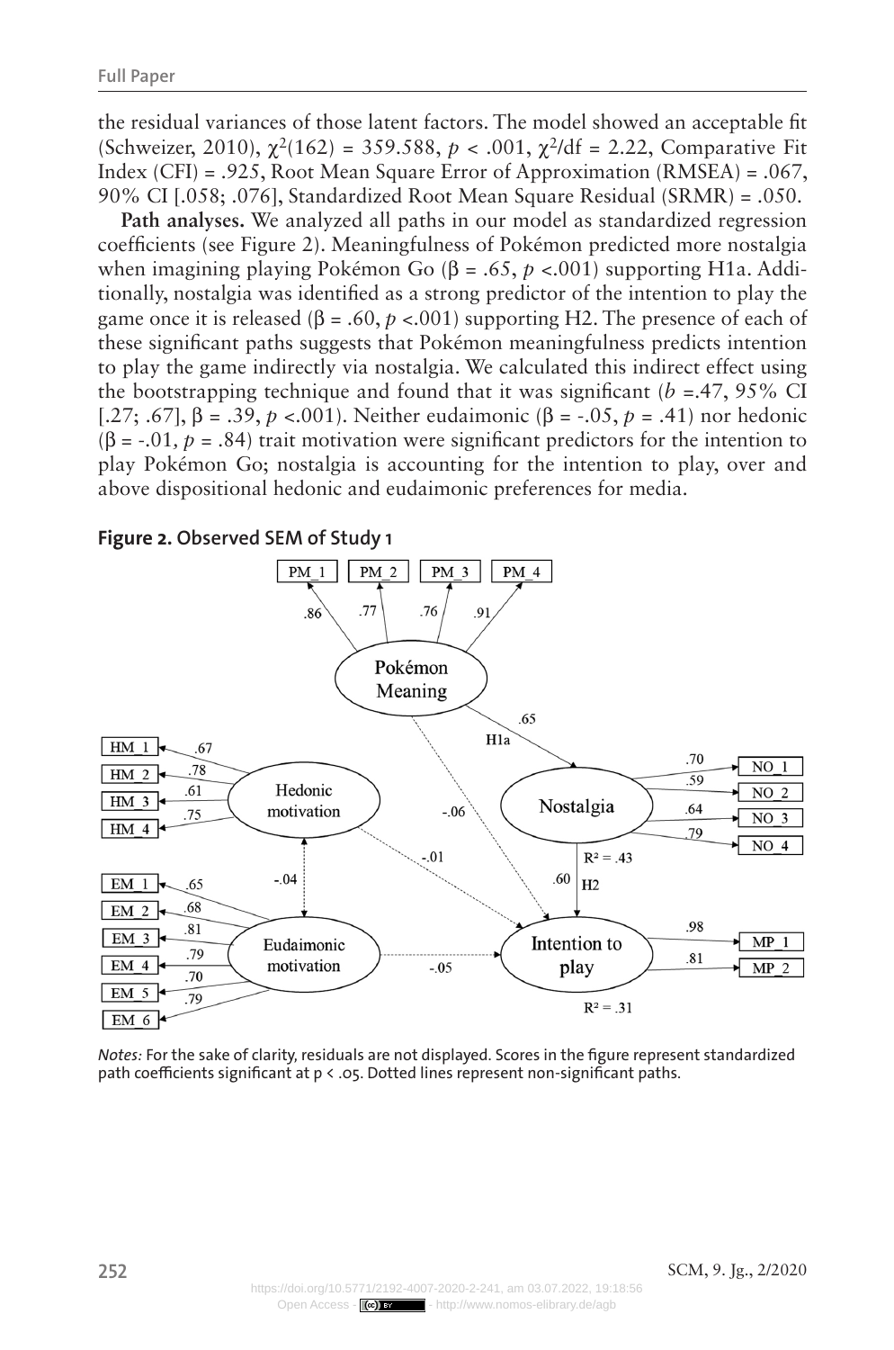the residual variances of those latent factors. The model showed an acceptable fit (Schweizer, 2010), $\chi^2(162) = 359.588$, $p < .001$, $\chi^2/df = 2.22$, Comparative Fit Index (CFI) = .925, Root Mean Square Error of Approximation (RMSEA) = .067, 90% CI [.058; .076], Standardized Root Mean Square Residual (SRMR) = .050.

**Path analyses.** We analyzed all paths in our model as standardized regression coefficients (see Figure 2). Meaningfulness of Pokémon predicted more nostalgia when imagining playing Pokémon Go ($\beta = .65$, $p < .001$) supporting H1a. Additionally, nostalgia was identified as a strong predictor of the intention to play the game once it is released ($\beta = .60$, $p < .001$) supporting H2. The presence of each of these significant paths suggests that Pokémon meaningfulness predicts intention to play the game indirectly via nostalgia. We calculated this indirect effect using the bootstrapping technique and found that it was significant ($b = .47$, 95% CI [.27; .67], $\beta = .39$, $p < .001$). Neither eudaimonic ($\beta = -.05$, $p = .41$) nor hedonic ($\beta = -.01$, $p = .84$) trait motivation were significant predictors for the intention to play Pokémon Go; nostalgia is accounting for the intention to play, over and above dispositional hedonic and eudaimonic preferences for media.

**Figure 2. Observed SEM of Study 1**

*Notes:* For the sake of clarity, residuals are not displayed. Scores in the figure represent standardized path coefficients significant at p < .05. Dotted lines represent non-significant paths.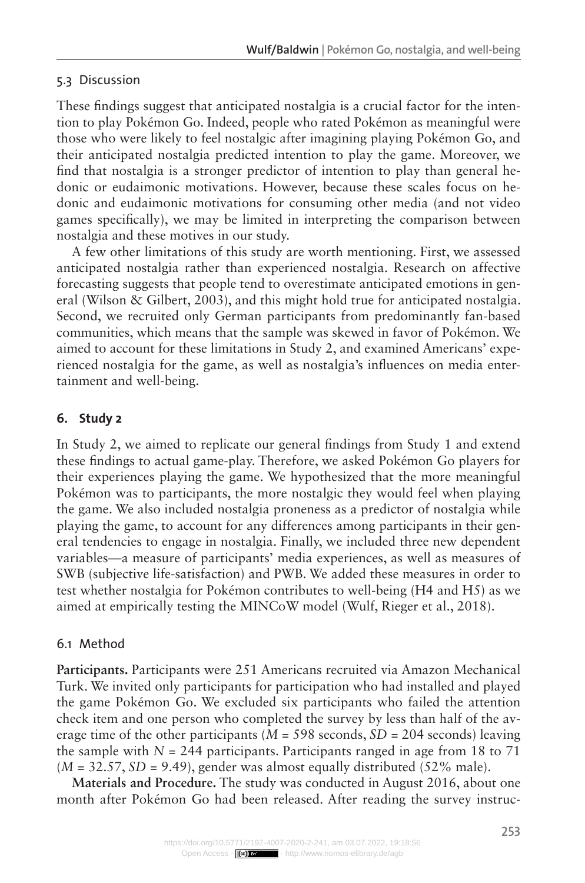### 5.3 Discussion

These findings suggest that anticipated nostalgia is a crucial factor for the intention to play Pokémon Go. Indeed, people who rated Pokémon as meaningful were those who were likely to feel nostalgic after imagining playing Pokémon Go, and their anticipated nostalgia predicted intention to play the game. Moreover, we find that nostalgia is a stronger predictor of intention to play than general hedonic or eudaimonic motivations. However, because these scales focus on hedonic and eudaimonic motivations for consuming other media (and not video games specifically), we may be limited in interpreting the comparison between nostalgia and these motives in our study.

A few other limitations of this study are worth mentioning. First, we assessed anticipated nostalgia rather than experienced nostalgia. Research on affective forecasting suggests that people tend to overestimate anticipated emotions in general (Wilson & Gilbert, 2003), and this might hold true for anticipated nostalgia. Second, we recruited only German participants from predominantly fan-based communities, which means that the sample was skewed in favor of Pokémon. We aimed to account for these limitations in Study 2, and examined Americans' experienced nostalgia for the game, as well as nostalgia's influences on media entertainment and well-being.

## 6. Study 2

In Study 2, we aimed to replicate our general findings from Study 1 and extend these findings to actual game-play. Therefore, we asked Pokémon Go players for their experiences playing the game. We hypothesized that the more meaningful Pokémon was to participants, the more nostalgic they would feel when playing the game. We also included nostalgia proneness as a predictor of nostalgia while playing the game, to account for any differences among participants in their general tendencies to engage in nostalgia. Finally, we included three new dependent variables—a measure of participants' media experiences, as well as measures of SWB (subjective life-satisfaction) and PWB. We added these measures in order to test whether nostalgia for Pokémon contributes to well-being (H4 and H5) as we aimed at empirically testing the MINCoW model (Wulf, Rieger et al., 2018).

### 6.1 Method

**Participants.** Participants were 251 Americans recruited via Amazon Mechanical Turk. We invited only participants for participation who had installed and played the game Pokémon Go. We excluded six participants who failed the attention check item and one person who completed the survey by less than half of the average time of the other participants ($M$ = 598 seconds, $SD$ = 204 seconds) leaving the sample with $N$ = 244 participants. Participants ranged in age from 18 to 71 ($M$ = 32.57, $SD$ = 9.49), gender was almost equally distributed (52% male).

**Materials and Procedure.** The study was conducted in August 2016, about one month after Pokémon Go had been released. After reading the survey instruc-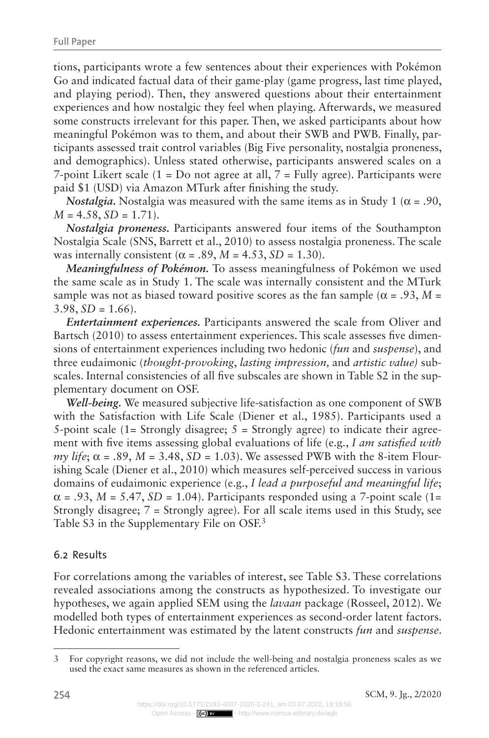tions, participants wrote a few sentences about their experiences with Pokémon Go and indicated factual data of their game-play (game progress, last time played, and playing period). Then, they answered questions about their entertainment experiences and how nostalgic they feel when playing. Afterwards, we measured some constructs irrelevant for this paper. Then, we asked participants about how meaningful Pokémon was to them, and about their SWB and PWB. Finally, participants assessed trait control variables (Big Five personality, nostalgia proneness, and demographics). Unless stated otherwise, participants answered scales on a 7-point Likert scale (1 = Do not agree at all, 7 = Fully agree). Participants were paid $1 (USD) via Amazon MTurk after finishing the study.

***Nostalgia.*** Nostalgia was measured with the same items as in Study 1 ($\alpha$ = .90, *M* = 4.58, *SD* = 1.71).

***Nostalgia proneness.*** Participants answered four items of the Southampton Nostalgia Scale (SNS, Barrett et al., 2010) to assess nostalgia proneness. The scale was internally consistent ($\alpha$ = .89, *M* = 4.53, *SD* = 1.30).

***Meaningfulness of Pokémon.*** To assess meaningfulness of Pokémon we used the same scale as in Study 1. The scale was internally consistent and the MTurk sample was not as biased toward positive scores as the fan sample ($\alpha$ = .93, *M* = 3.98, *SD* = 1.66).

***Entertainment experiences.*** Participants answered the scale from Oliver and Bartsch (2010) to assess entertainment experiences. This scale assesses five dimensions of entertainment experiences including two hedonic (*fun* and *suspense*), and three eudaimonic (*thought-provoking*, *lasting impression,* and *artistic value)* subscales. Internal consistencies of all five subscales are shown in Table S2 in the supplementary document on OSF.

***Well-being.*** We measured subjective life-satisfaction as one component of SWB with the Satisfaction with Life Scale (Diener et al., 1985). Participants used a 5-point scale (1= Strongly disagree; 5 = Strongly agree) to indicate their agreement with five items assessing global evaluations of life (e.g., *I am satisfied with my life*; $\alpha$ = .89, *M* = 3.48, *SD* = 1.03). We assessed PWB with the 8-item Flourishing Scale (Diener et al., 2010) which measures self-perceived success in various domains of eudaimonic experience (e.g., *I lead a purposeful and meaningful life*; $\alpha$ = .93, *M* = 5.47, *SD* = 1.04). Participants responded using a 7-point scale (1= Strongly disagree; 7 = Strongly agree). For all scale items used in this Study, see Table S3 in the Supplementary File on OSF.[3]

### 6.2 Results

For correlations among the variables of interest, see Table S3. These correlations revealed associations among the constructs as hypothesized. To investigate our hypotheses, we again applied SEM using the *lavaan* package (Rosseel, 2012). We modelled both types of entertainment experiences as second-order latent factors. Hedonic entertainment was estimated by the latent constructs *fun* and *suspense*.

---

3 For copyright reasons, we did not include the well-being and nostalgia proneness scales as we used the exact same measures as shown in the referenced articles.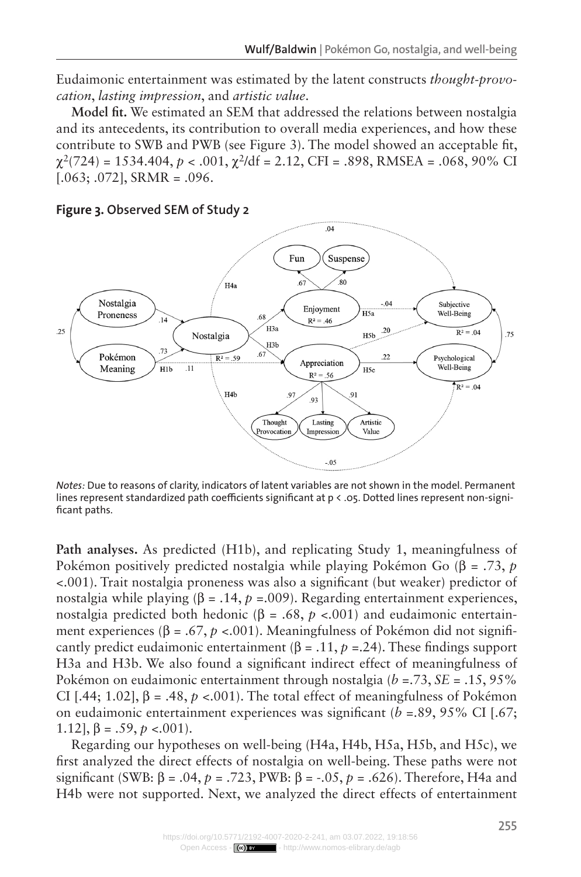Eudaimonic entertainment was estimated by the latent constructs *thought-provocation*, *lasting impression*, and *artistic value*.

**Model fit.** We estimated an SEM that addressed the relations between nostalgia and its antecedents, its contribution to overall media experiences, and how these contribute to SWB and PWB (see Figure 3). The model showed an acceptable fit, $\chi^2(724) = 1534.404$, $p < .001$, $\chi^2/df = 2.12$, CFI = .898, RMSEA = .068, 90% CI [.063; .072], SRMR = .096.

**Figure 3. Observed SEM of Study 2**

*Notes:* Due to reasons of clarity, indicators of latent variables are not shown in the model. Permanent lines represent standardized path coefficients significant at p < .05. Dotted lines represent non-significant paths.

**Path analyses.** As predicted (H1b), and replicating Study 1, meaningfulness of Pokémon positively predicted nostalgia while playing Pokémon Go ($\beta = .73$, $p < .001$). Trait nostalgia proneness was also a significant (but weaker) predictor of nostalgia while playing ($\beta = .14$, $p = .009$). Regarding entertainment experiences, nostalgia predicted both hedonic ($\beta = .68$, $p < .001$) and eudaimonic entertainment experiences ($\beta = .67$, $p < .001$). Meaningfulness of Pokémon did not significantly predict eudaimonic entertainment ($\beta = .11$, $p = .24$). These findings support H3a and H3b. We also found a significant indirect effect of meaningfulness of Pokémon on eudaimonic entertainment through nostalgia ($b = .73$, $SE = .15$, 95% CI [.44; 1.02], $\beta = .48$, $p < .001$). The total effect of meaningfulness of Pokémon on eudaimonic entertainment experiences was significant ($b = .89$, 95% CI [.67; 1.12], $\beta = .59$, $p < .001$).

Regarding our hypotheses on well-being (H4a, H4b, H5a, H5b, and H5c), we first analyzed the direct effects of nostalgia on well-being. These paths were not significant (SWB: $\beta = .04$, $p = .723$, PWB: $\beta = -.05$, $p = .626$). Therefore, H4a and H4b were not supported. Next, we analyzed the direct effects of entertainment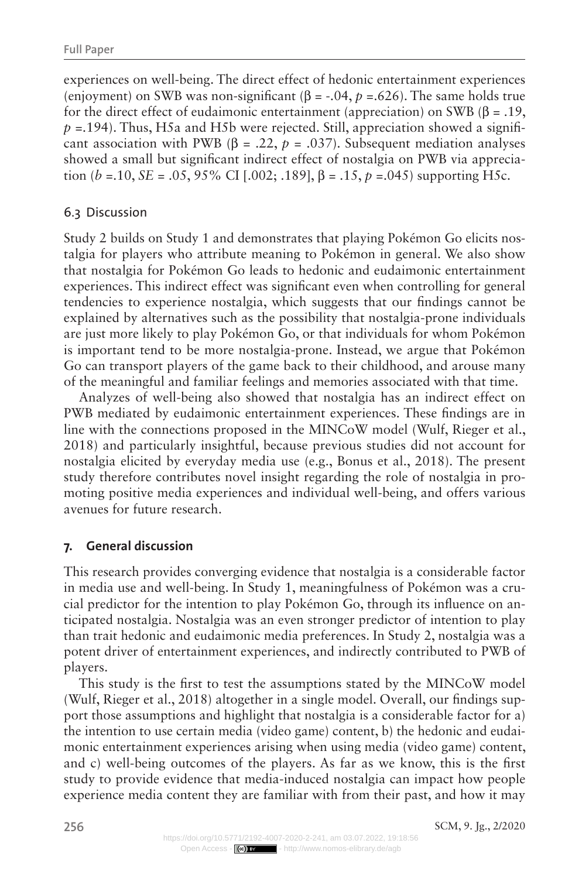experiences on well-being. The direct effect of hedonic entertainment experiences (enjoyment) on SWB was non-significant ($\beta$ = -.04, $p$ =.626). The same holds true for the direct effect of eudaimonic entertainment (appreciation) on SWB ($\beta$ = .19, $p$ =.194). Thus, H5a and H5b were rejected. Still, appreciation showed a significant association with PWB ($\beta$ = .22, $p$ = .037). Subsequent mediation analyses showed a small but significant indirect effect of nostalgia on PWB via appreciation ($b$ =.10, $SE$ = .05, 95% CI [.002; .189], $\beta$ = .15, $p$ =.045) supporting H5c.

### 6.3 Discussion

Study 2 builds on Study 1 and demonstrates that playing Pokémon Go elicits nostalgia for players who attribute meaning to Pokémon in general. We also show that nostalgia for Pokémon Go leads to hedonic and eudaimonic entertainment experiences. This indirect effect was significant even when controlling for general tendencies to experience nostalgia, which suggests that our findings cannot be explained by alternatives such as the possibility that nostalgia-prone individuals are just more likely to play Pokémon Go, or that individuals for whom Pokémon is important tend to be more nostalgia-prone. Instead, we argue that Pokémon Go can transport players of the game back to their childhood, and arouse many of the meaningful and familiar feelings and memories associated with that time.

Analyzes of well-being also showed that nostalgia has an indirect effect on PWB mediated by eudaimonic entertainment experiences. These findings are in line with the connections proposed in the MINCoW model (Wulf, Rieger et al., 2018) and particularly insightful, because previous studies did not account for nostalgia elicited by everyday media use (e.g., Bonus et al., 2018). The present study therefore contributes novel insight regarding the role of nostalgia in promoting positive media experiences and individual well-being, and offers various avenues for future research.

## 7. General discussion

This research provides converging evidence that nostalgia is a considerable factor in media use and well-being. In Study 1, meaningfulness of Pokémon was a crucial predictor for the intention to play Pokémon Go, through its influence on anticipated nostalgia. Nostalgia was an even stronger predictor of intention to play than trait hedonic and eudaimonic media preferences. In Study 2, nostalgia was a potent driver of entertainment experiences, and indirectly contributed to PWB of players.

This study is the first to test the assumptions stated by the MINCoW model (Wulf, Rieger et al., 2018) altogether in a single model. Overall, our findings support those assumptions and highlight that nostalgia is a considerable factor for a) the intention to use certain media (video game) content, b) the hedonic and eudaimonic entertainment experiences arising when using media (video game) content, and c) well-being outcomes of the players. As far as we know, this is the first study to provide evidence that media-induced nostalgia can impact how people experience media content they are familiar with from their past, and how it may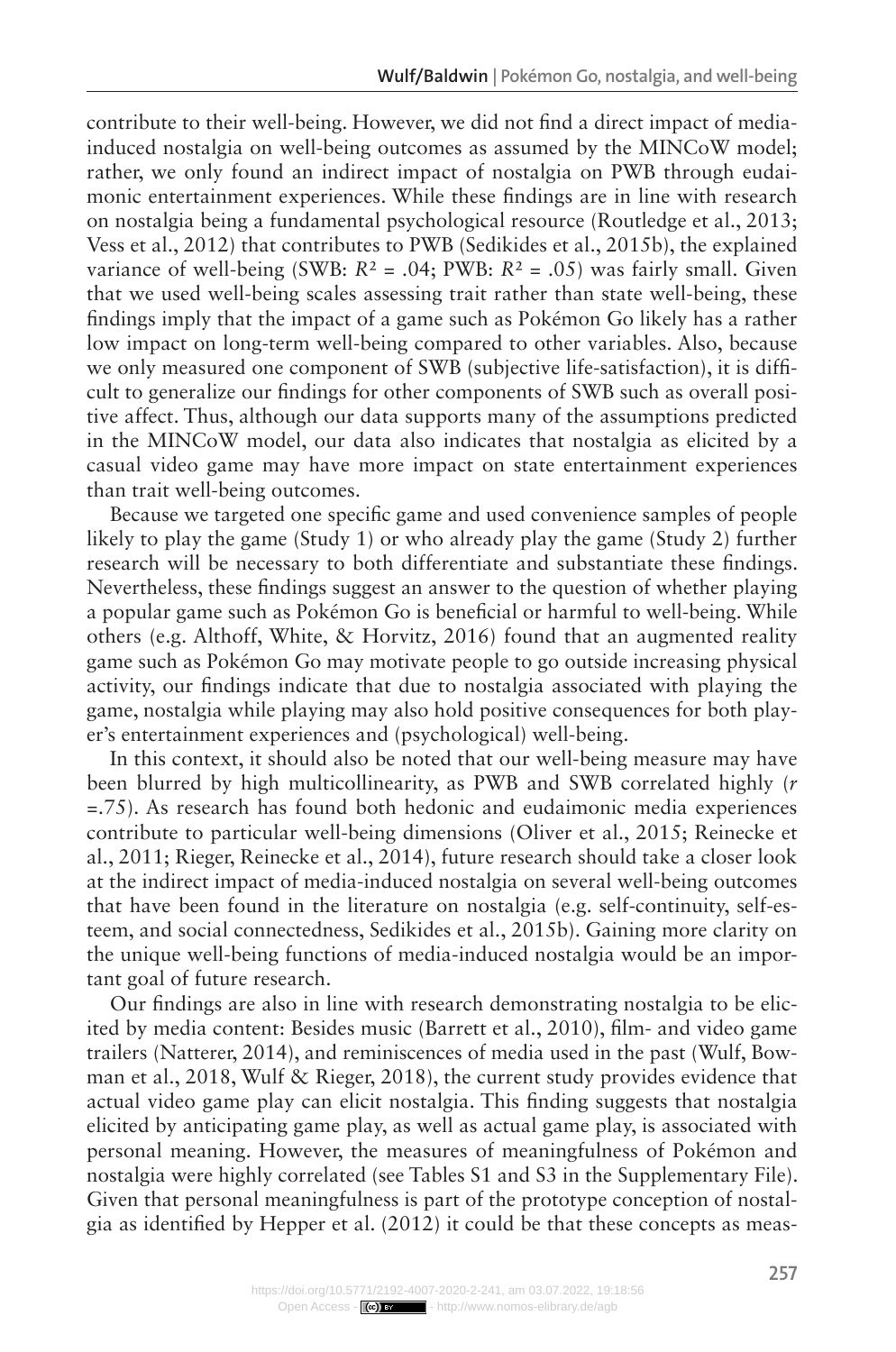contribute to their well-being. However, we did not find a direct impact of media-induced nostalgia on well-being outcomes as assumed by the MINCoW model; rather, we only found an indirect impact of nostalgia on PWB through eudaimonic entertainment experiences. While these findings are in line with research on nostalgia being a fundamental psychological resource (Routledge et al., 2013; Vess et al., 2012) that contributes to PWB (Sedikides et al., 2015b), the explained variance of well-being (SWB: $R^2$ = .04; PWB: $R^2$ = .05) was fairly small. Given that we used well-being scales assessing trait rather than state well-being, these findings imply that the impact of a game such as Pokémon Go likely has a rather low impact on long-term well-being compared to other variables. Also, because we only measured one component of SWB (subjective life-satisfaction), it is difficult to generalize our findings for other components of SWB such as overall positive affect. Thus, although our data supports many of the assumptions predicted in the MINCoW model, our data also indicates that nostalgia as elicited by a casual video game may have more impact on state entertainment experiences than trait well-being outcomes.

Because we targeted one specific game and used convenience samples of people likely to play the game (Study 1) or who already play the game (Study 2) further research will be necessary to both differentiate and substantiate these findings. Nevertheless, these findings suggest an answer to the question of whether playing a popular game such as Pokémon Go is beneficial or harmful to well-being. While others (e.g. Althoff, White, & Horvitz, 2016) found that an augmented reality game such as Pokémon Go may motivate people to go outside increasing physical activity, our findings indicate that due to nostalgia associated with playing the game, nostalgia while playing may also hold positive consequences for both player's entertainment experiences and (psychological) well-being.

In this context, it should also be noted that our well-being measure may have been blurred by high multicollinearity, as PWB and SWB correlated highly ($r$ =.75). As research has found both hedonic and eudaimonic media experiences contribute to particular well-being dimensions (Oliver et al., 2015; Reinecke et al., 2011; Rieger, Reinecke et al., 2014), future research should take a closer look at the indirect impact of media-induced nostalgia on several well-being outcomes that have been found in the literature on nostalgia (e.g. self-continuity, self-esteem, and social connectedness, Sedikides et al., 2015b). Gaining more clarity on the unique well-being functions of media-induced nostalgia would be an important goal of future research.

Our findings are also in line with research demonstrating nostalgia to be elicited by media content: Besides music (Barrett et al., 2010), film- and video game trailers (Natterer, 2014), and reminiscences of media used in the past (Wulf, Bowman et al., 2018, Wulf & Rieger, 2018), the current study provides evidence that actual video game play can elicit nostalgia. This finding suggests that nostalgia elicited by anticipating game play, as well as actual game play, is associated with personal meaning. However, the measures of meaningfulness of Pokémon and nostalgia were highly correlated (see Tables S1 and S3 in the Supplementary File). Given that personal meaningfulness is part of the prototype conception of nostalgia as identified by Hepper et al. (2012) it could be that these concepts as meas-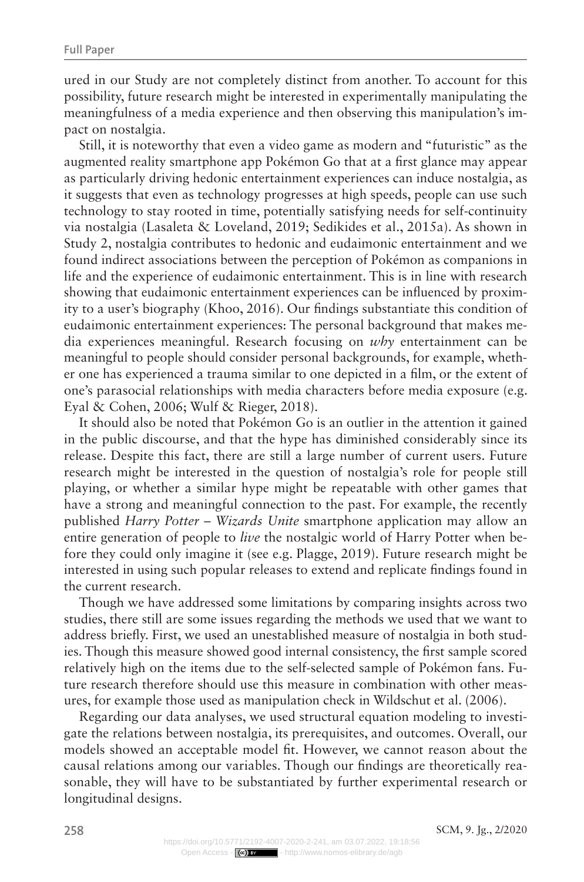ured in our Study are not completely distinct from another. To account for this possibility, future research might be interested in experimentally manipulating the meaningfulness of a media experience and then observing this manipulation's impact on nostalgia.

Still, it is noteworthy that even a video game as modern and "futuristic" as the augmented reality smartphone app Pokémon Go that at a first glance may appear as particularly driving hedonic entertainment experiences can induce nostalgia, as it suggests that even as technology progresses at high speeds, people can use such technology to stay rooted in time, potentially satisfying needs for self-continuity via nostalgia (Lasaleta & Loveland, 2019; Sedikides et al., 2015a). As shown in Study 2, nostalgia contributes to hedonic and eudaimonic entertainment and we found indirect associations between the perception of Pokémon as companions in life and the experience of eudaimonic entertainment. This is in line with research showing that eudaimonic entertainment experiences can be influenced by proximity to a user's biography (Khoo, 2016). Our findings substantiate this condition of eudaimonic entertainment experiences: The personal background that makes media experiences meaningful. Research focusing on *why* entertainment can be meaningful to people should consider personal backgrounds, for example, whether one has experienced a trauma similar to one depicted in a film, or the extent of one's parasocial relationships with media characters before media exposure (e.g. Eyal & Cohen, 2006; Wulf & Rieger, 2018).

It should also be noted that Pokémon Go is an outlier in the attention it gained in the public discourse, and that the hype has diminished considerably since its release. Despite this fact, there are still a large number of current users. Future research might be interested in the question of nostalgia's role for people still playing, or whether a similar hype might be repeatable with other games that have a strong and meaningful connection to the past. For example, the recently published *Harry Potter – Wizards Unite* smartphone application may allow an entire generation of people to *live* the nostalgic world of Harry Potter when before they could only imagine it (see e.g. Plagge, 2019). Future research might be interested in using such popular releases to extend and replicate findings found in the current research.

Though we have addressed some limitations by comparing insights across two studies, there still are some issues regarding the methods we used that we want to address briefly. First, we used an unestablished measure of nostalgia in both studies. Though this measure showed good internal consistency, the first sample scored relatively high on the items due to the self-selected sample of Pokémon fans. Future research therefore should use this measure in combination with other measures, for example those used as manipulation check in Wildschut et al. (2006).

Regarding our data analyses, we used structural equation modeling to investigate the relations between nostalgia, its prerequisites, and outcomes. Overall, our models showed an acceptable model fit. However, we cannot reason about the causal relations among our variables. Though our findings are theoretically reasonable, they will have to be substantiated by further experimental research or longitudinal designs.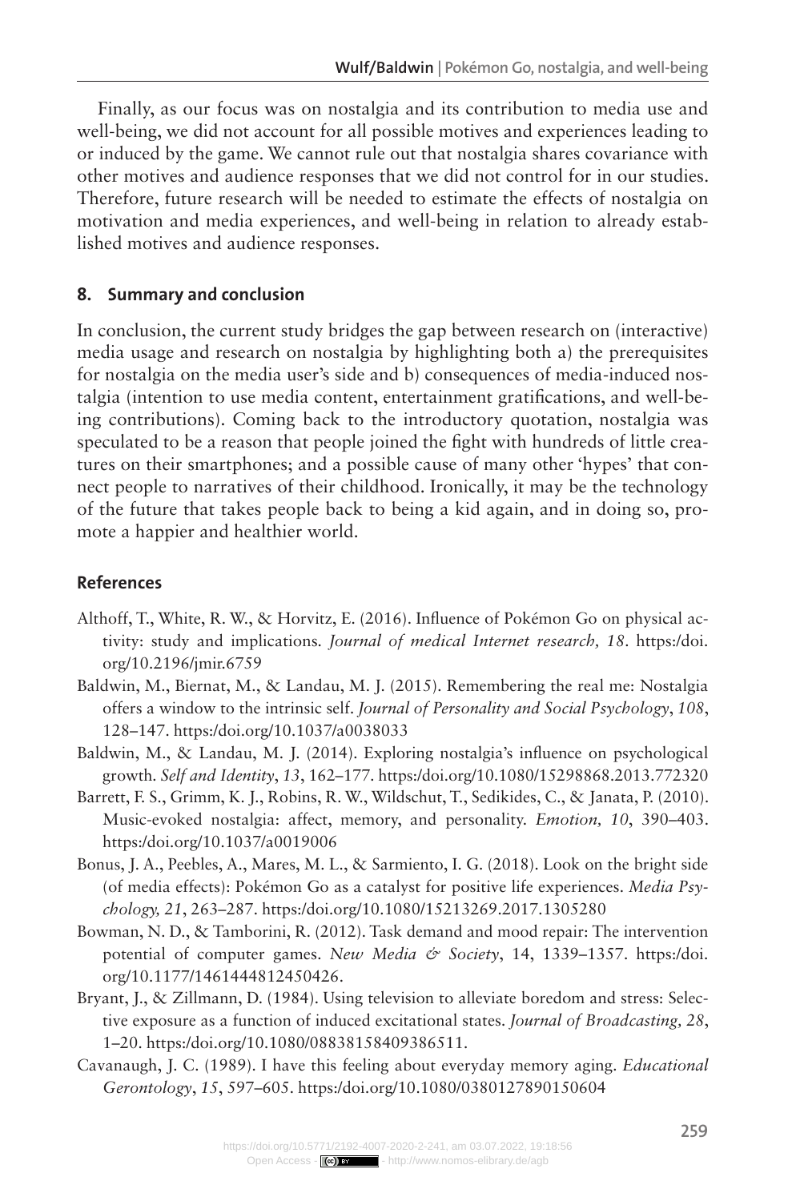Finally, as our focus was on nostalgia and its contribution to media use and well-being, we did not account for all possible motives and experiences leading to or induced by the game. We cannot rule out that nostalgia shares covariance with other motives and audience responses that we did not control for in our studies. Therefore, future research will be needed to estimate the effects of nostalgia on motivation and media experiences, and well-being in relation to already established motives and audience responses.

## 8. Summary and conclusion

In conclusion, the current study bridges the gap between research on (interactive) media usage and research on nostalgia by highlighting both a) the prerequisites for nostalgia on the media user's side and b) consequences of media-induced nostalgia (intention to use media content, entertainment gratifications, and well-being contributions). Coming back to the introductory quotation, nostalgia was speculated to be a reason that people joined the fight with hundreds of little creatures on their smartphones; and a possible cause of many other 'hypes' that connect people to narratives of their childhood. Ironically, it may be the technology of the future that takes people back to being a kid again, and in doing so, promote a happier and healthier world.

## References

- Althoff, T., White, R. W., & Horvitz, E. (2016). Influence of Pokémon Go on physical activity: study and implications. *Journal of medical Internet research, 18*. https:/doi.org/10.2196/jmir.6759
- Baldwin, M., Biernat, M., & Landau, M. J. (2015). Remembering the real me: Nostalgia offers a window to the intrinsic self. *Journal of Personality and Social Psychology*, *108*, 128–147. https:/doi.org/10.1037/a0038033
- Baldwin, M., & Landau, M. J. (2014). Exploring nostalgia's influence on psychological growth. *Self and Identity*, *13*, 162–177. https:/doi.org/10.1080/15298868.2013.772320
- Barrett, F. S., Grimm, K. J., Robins, R. W., Wildschut, T., Sedikides, C., & Janata, P. (2010). Music-evoked nostalgia: affect, memory, and personality. *Emotion, 10*, 390–403. https:/doi.org/10.1037/a0019006
- Bonus, J. A., Peebles, A., Mares, M. L., & Sarmiento, I. G. (2018). Look on the bright side (of media effects): Pokémon Go as a catalyst for positive life experiences. *Media Psychology, 21*, 263–287. https:/doi.org/10.1080/15213269.2017.1305280
- Bowman, N. D., & Tamborini, R. (2012). Task demand and mood repair: The intervention potential of computer games. *New Media & Society*, 14, 1339–1357. https:/doi.org/10.1177/1461444812450426.
- Bryant, J., & Zillmann, D. (1984). Using television to alleviate boredom and stress: Selective exposure as a function of induced excitational states. *Journal of Broadcasting, 28*, 1–20. https:/doi.org/10.1080/08838158409386511.
- Cavanaugh, J. C. (1989). I have this feeling about everyday memory aging. *Educational Gerontology*, *15*, 597–605. https:/doi.org/10.1080/0380127890150604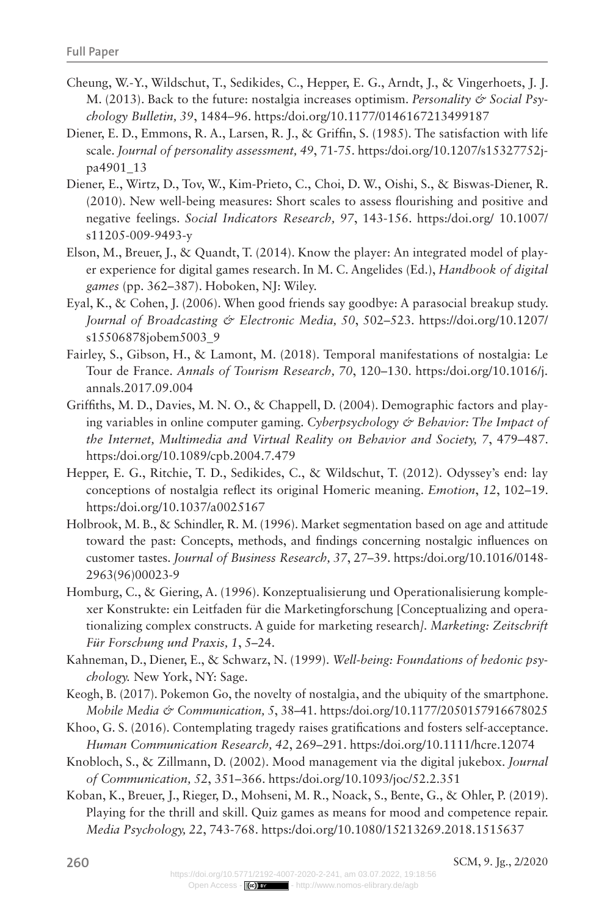Cheung, W.-Y., Wildschut, T., Sedikides, C., Hepper, E. G., Arndt, J., & Vingerhoets, J. J. M. (2013). Back to the future: nostalgia increases optimism. *Personality & Social Psychology Bulletin, 39*, 1484–96. https:/doi.org/10.1177/0146167213499187

Diener, E. D., Emmons, R. A., Larsen, R. J., & Griffin, S. (1985). The satisfaction with life scale. *Journal of personality assessment, 49*, 71-75. https:/doi.org/10.1207/s15327752jpa4901_13

Diener, E., Wirtz, D., Tov, W., Kim-Prieto, C., Choi, D. W., Oishi, S., & Biswas-Diener, R. (2010). New well-being measures: Short scales to assess flourishing and positive and negative feelings. *Social Indicators Research, 97*, 143-156. https:/doi.org/ 10.1007/s11205-009-9493-y

Elson, M., Breuer, J., & Quandt, T. (2014). Know the player: An integrated model of player experience for digital games research. In M. C. Angelides (Ed.), *Handbook of digital games* (pp. 362–387). Hoboken, NJ: Wiley.

Eyal, K., & Cohen, J. (2006). When good friends say goodbye: A parasocial breakup study. *Journal of Broadcasting & Electronic Media, 50*, 502–523. https://doi.org/10.1207/s15506878jobem5003_9

Fairley, S., Gibson, H., & Lamont, M. (2018). Temporal manifestations of nostalgia: Le Tour de France. *Annals of Tourism Research, 70*, 120–130. https:/doi.org/10.1016/j.annals.2017.09.004

Griffiths, M. D., Davies, M. N. O., & Chappell, D. (2004). Demographic factors and playing variables in online computer gaming. *Cyberpsychology & Behavior: The Impact of the Internet, Multimedia and Virtual Reality on Behavior and Society, 7*, 479–487. https:/doi.org/10.1089/cpb.2004.7.479

Hepper, E. G., Ritchie, T. D., Sedikides, C., & Wildschut, T. (2012). Odyssey's end: lay conceptions of nostalgia reflect its original Homeric meaning. *Emotion*, *12*, 102–19. https:/doi.org/10.1037/a0025167

Holbrook, M. B., & Schindler, R. M. (1996). Market segmentation based on age and attitude toward the past: Concepts, methods, and findings concerning nostalgic influences on customer tastes. *Journal of Business Research, 37*, 27–39. https:/doi.org/10.1016/0148-2963(96)00023-9

Homburg, C., & Giering, A. (1996). Konzeptualisierung und Operationalisierung komplexer Konstrukte: ein Leitfaden für die Marketingforschung [Conceptualizing and operationalizing complex constructs. A guide for marketing research*]. Marketing: Zeitschrift Für Forschung und Praxis, 1*, 5–24.

Kahneman, D., Diener, E., & Schwarz, N. (1999). *Well-being: Foundations of hedonic psychology.* New York, NY: Sage.

Keogh, B. (2017). Pokemon Go, the novelty of nostalgia, and the ubiquity of the smartphone. *Mobile Media & Communication, 5*, 38–41. https:/doi.org/10.1177/2050157916678025

Khoo, G. S. (2016). Contemplating tragedy raises gratifications and fosters self-acceptance. *Human Communication Research, 42*, 269–291. https:/doi.org/10.1111/hcre.12074

Knobloch, S., & Zillmann, D. (2002). Mood management via the digital jukebox. *Journal of Communication, 52*, 351–366. https:/doi.org/10.1093/joc/52.2.351

Koban, K., Breuer, J., Rieger, D., Mohseni, M. R., Noack, S., Bente, G., & Ohler, P. (2019). Playing for the thrill and skill. Quiz games as means for mood and competence repair. *Media Psychology, 22*, 743-768. https:/doi.org/10.1080/15213269.2018.1515637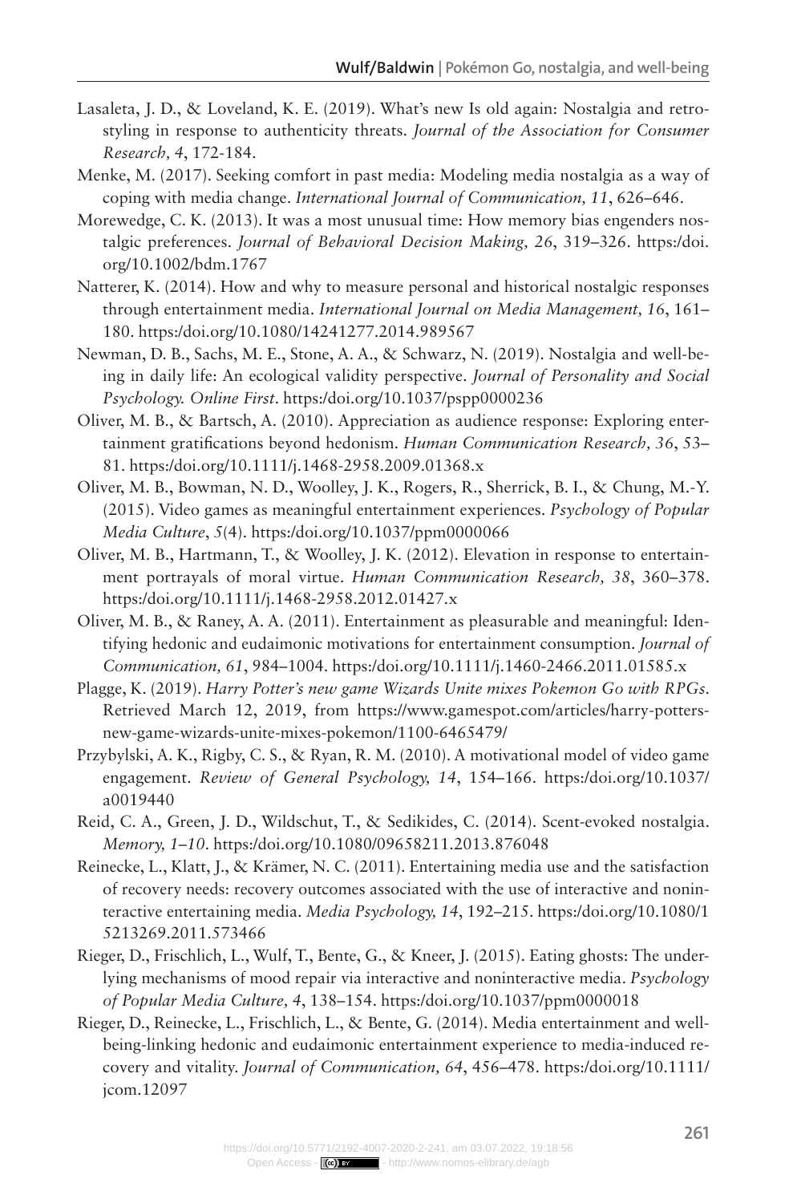Lasaleta, J. D., & Loveland, K. E. (2019). What's new Is old again: Nostalgia and retro-styling in response to authenticity threats. *Journal of the Association for Consumer Research, 4*, 172-184.

Menke, M. (2017). Seeking comfort in past media: Modeling media nostalgia as a way of coping with media change. *International Journal of Communication, 11*, 626–646.

Morewedge, C. K. (2013). It was a most unusual time: How memory bias engenders nostalgic preferences. *Journal of Behavioral Decision Making, 26*, 319–326. https:/doi.org/10.1002/bdm.1767

Natterer, K. (2014). How and why to measure personal and historical nostalgic responses through entertainment media. *International Journal on Media Management, 16*, 161–180. https:/doi.org/10.1080/14241277.2014.989567

Newman, D. B., Sachs, M. E., Stone, A. A., & Schwarz, N. (2019). Nostalgia and well-being in daily life: An ecological validity perspective. *Journal of Personality and Social Psychology. Online First*. https:/doi.org/10.1037/pspp0000236

Oliver, M. B., & Bartsch, A. (2010). Appreciation as audience response: Exploring entertainment gratifications beyond hedonism. *Human Communication Research, 36*, 53–81. https:/doi.org/10.1111/j.1468-2958.2009.01368.x

Oliver, M. B., Bowman, N. D., Woolley, J. K., Rogers, R., Sherrick, B. I., & Chung, M.-Y. (2015). Video games as meaningful entertainment experiences. *Psychology of Popular Media Culture*, *5*(4). https:/doi.org/10.1037/ppm0000066

Oliver, M. B., Hartmann, T., & Woolley, J. K. (2012). Elevation in response to entertainment portrayals of moral virtue. *Human Communication Research, 38*, 360–378. https:/doi.org/10.1111/j.1468-2958.2012.01427.x

Oliver, M. B., & Raney, A. A. (2011). Entertainment as pleasurable and meaningful: Identifying hedonic and eudaimonic motivations for entertainment consumption. *Journal of Communication, 61*, 984–1004. https:/doi.org/10.1111/j.1460-2466.2011.01585.x

Plagge, K. (2019). *Harry Potter's new game Wizards Unite mixes Pokemon Go with RPGs.* Retrieved March 12, 2019, from https://www.gamespot.com/articles/harry-potters-new-game-wizards-unite-mixes-pokemon/1100-6465479/

Przybylski, A. K., Rigby, C. S., & Ryan, R. M. (2010). A motivational model of video game engagement. *Review of General Psychology, 14*, 154–166. https:/doi.org/10.1037/a0019440

Reid, C. A., Green, J. D., Wildschut, T., & Sedikides, C. (2014). Scent-evoked nostalgia. *Memory, 1–10*. https:/doi.org/10.1080/09658211.2013.876048

Reinecke, L., Klatt, J., & Krämer, N. C. (2011). Entertaining media use and the satisfaction of recovery needs: recovery outcomes associated with the use of interactive and noninteractive entertaining media. *Media Psychology, 14*, 192–215. https:/doi.org/10.1080/15213269.2011.573466

Rieger, D., Frischlich, L., Wulf, T., Bente, G., & Kneer, J. (2015). Eating ghosts: The underlying mechanisms of mood repair via interactive and noninteractive media. *Psychology of Popular Media Culture, 4*, 138–154. https:/doi.org/10.1037/ppm0000018

Rieger, D., Reinecke, L., Frischlich, L., & Bente, G. (2014). Media entertainment and well-being-linking hedonic and eudaimonic entertainment experience to media-induced recovery and vitality. *Journal of Communication, 64*, 456–478. https:/doi.org/10.1111/jcom.12097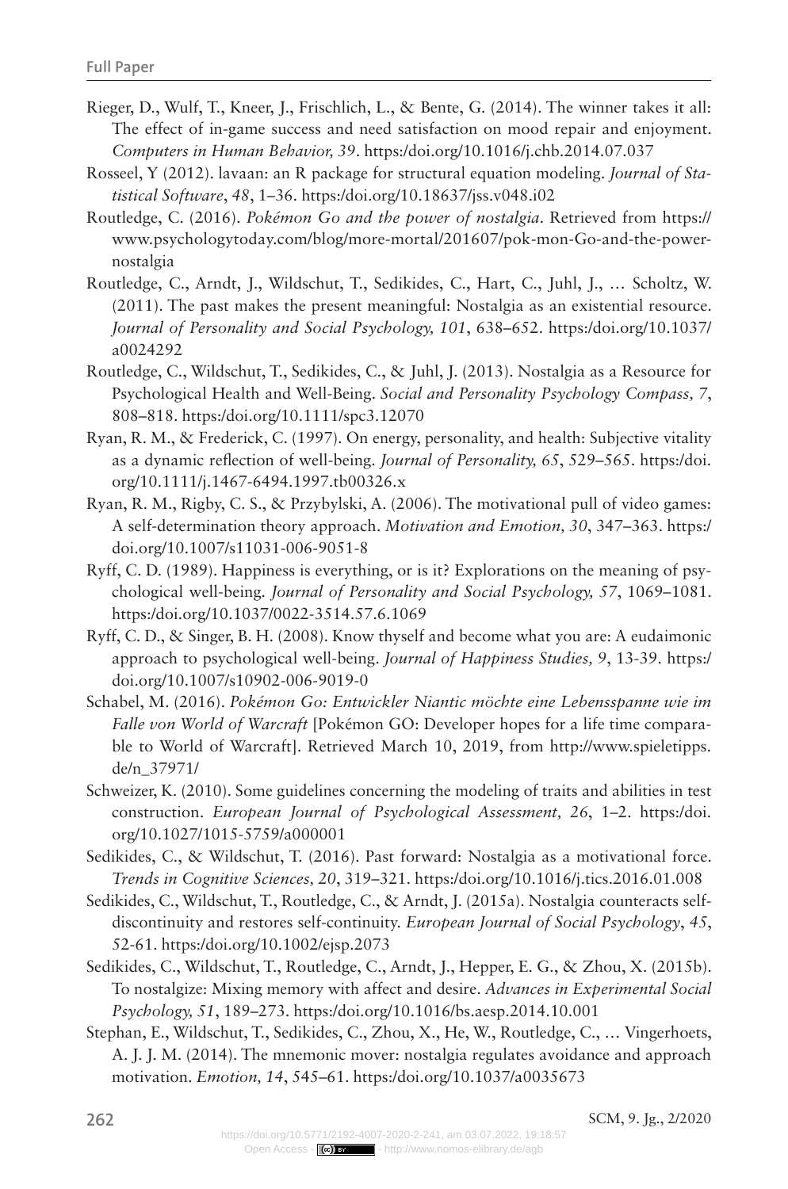Rieger, D., Wulf, T., Kneer, J., Frischlich, L., & Bente, G. (2014). The winner takes it all: The effect of in-game success and need satisfaction on mood repair and enjoyment. *Computers in Human Behavior, 39*. https:/doi.org/10.1016/j.chb.2014.07.037

Rosseel, Y (2012). lavaan: an R package for structural equation modeling. *Journal of Statistical Software*, *48*, 1–36. https:/doi.org/10.18637/jss.v048.i02

Routledge, C. (2016). *Pokémon Go and the power of nostalgia*. Retrieved from https://www.psychologytoday.com/blog/more-mortal/201607/pok-mon-Go-and-the-power-nostalgia

Routledge, C., Arndt, J., Wildschut, T., Sedikides, C., Hart, C., Juhl, J., … Scholtz, W. (2011). The past makes the present meaningful: Nostalgia as an existential resource. *Journal of Personality and Social Psychology, 101*, 638–652. https:/doi.org/10.1037/a0024292

Routledge, C., Wildschut, T., Sedikides, C., & Juhl, J. (2013). Nostalgia as a Resource for Psychological Health and Well-Being. *Social and Personality Psychology Compass, 7*, 808–818. https:/doi.org/10.1111/spc3.12070

Ryan, R. M., & Frederick, C. (1997). On energy, personality, and health: Subjective vitality as a dynamic reflection of well-being. *Journal of Personality, 65*, 529–565. https:/doi.org/10.1111/j.1467-6494.1997.tb00326.x

Ryan, R. M., Rigby, C. S., & Przybylski, A. (2006). The motivational pull of video games: A self-determination theory approach. *Motivation and Emotion, 30*, 347–363. https:/doi.org/10.1007/s11031-006-9051-8

Ryff, C. D. (1989). Happiness is everything, or is it? Explorations on the meaning of psychological well-being. *Journal of Personality and Social Psychology, 57*, 1069–1081. https:/doi.org/10.1037/0022-3514.57.6.1069

Ryff, C. D., & Singer, B. H. (2008). Know thyself and become what you are: A eudaimonic approach to psychological well-being. *Journal of Happiness Studies, 9*, 13-39. https:/doi.org/10.1007/s10902-006-9019-0

Schabel, M. (2016). *Pokémon Go: Entwickler Niantic möchte eine Lebensspanne wie im Falle von World of Warcraft* [Pokémon GO: Developer hopes for a life time comparable to World of Warcraft]. Retrieved March 10, 2019, from http://www.spieletipps.de/n_37971/

Schweizer, K. (2010). Some guidelines concerning the modeling of traits and abilities in test construction. *European Journal of Psychological Assessment, 26*, 1–2. https:/doi.org/10.1027/1015-5759/a000001

Sedikides, C., & Wildschut, T. (2016). Past forward: Nostalgia as a motivational force. *Trends in Cognitive Sciences, 20*, 319–321. https:/doi.org/10.1016/j.tics.2016.01.008

Sedikides, C., Wildschut, T., Routledge, C., & Arndt, J. (2015a). Nostalgia counteracts self-discontinuity and restores self-continuity. *European Journal of Social Psychology*, *45*, 52-61. https:/doi.org/10.1002/ejsp.2073

Sedikides, C., Wildschut, T., Routledge, C., Arndt, J., Hepper, E. G., & Zhou, X. (2015b). To nostalgize: Mixing memory with affect and desire. *Advances in Experimental Social Psychology, 51*, 189–273. https:/doi.org/10.1016/bs.aesp.2014.10.001

Stephan, E., Wildschut, T., Sedikides, C., Zhou, X., He, W., Routledge, C., … Vingerhoets, A. J. J. M. (2014). The mnemonic mover: nostalgia regulates avoidance and approach motivation. *Emotion, 14*, 545–61. https:/doi.org/10.1037/a0035673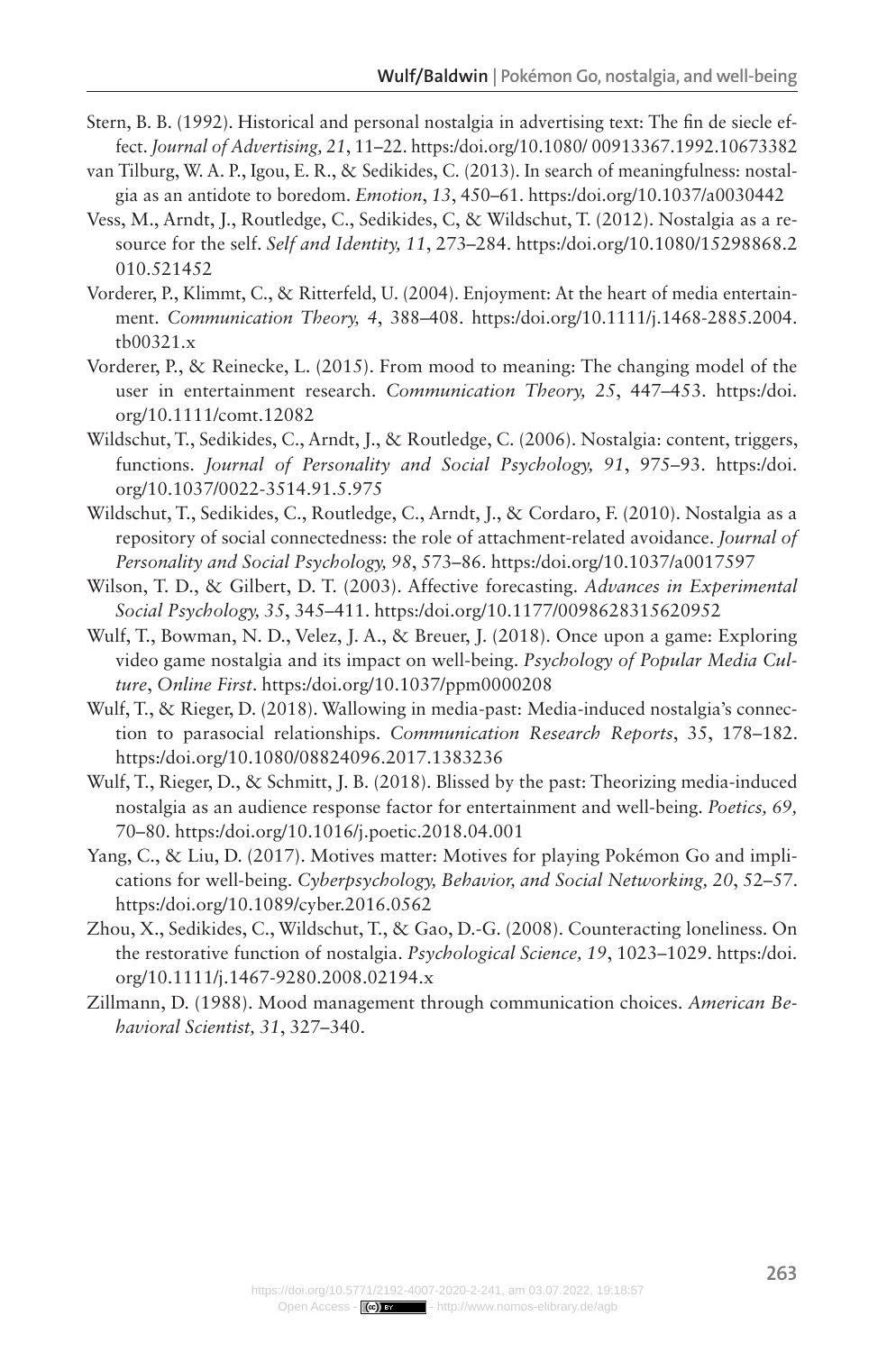Stern, B. B. (1992). Historical and personal nostalgia in advertising text: The fin de siecle effect. *Journal of Advertising, 21*, 11–22. https:/doi.org/10.1080/ 00913367.1992.10673382

van Tilburg, W. A. P., Igou, E. R., & Sedikides, C. (2013). In search of meaningfulness: nostalgia as an antidote to boredom. *Emotion*, *13*, 450–61. https:/doi.org/10.1037/a0030442

Vess, M., Arndt, J., Routledge, C., Sedikides, C, & Wildschut, T. (2012). Nostalgia as a resource for the self. *Self and Identity, 11*, 273–284. https:/doi.org/10.1080/15298868.2010.521452

Vorderer, P., Klimmt, C., & Ritterfeld, U. (2004). Enjoyment: At the heart of media entertainment. *Communication Theory, 4*, 388–408. https:/doi.org/10.1111/j.1468-2885.2004.tb00321.x

Vorderer, P., & Reinecke, L. (2015). From mood to meaning: The changing model of the user in entertainment research. *Communication Theory, 25*, 447–453. https:/doi.org/10.1111/comt.12082

Wildschut, T., Sedikides, C., Arndt, J., & Routledge, C. (2006). Nostalgia: content, triggers, functions. *Journal of Personality and Social Psychology, 91*, 975–93. https:/doi.org/10.1037/0022-3514.91.5.975

Wildschut, T., Sedikides, C., Routledge, C., Arndt, J., & Cordaro, F. (2010). Nostalgia as a repository of social connectedness: the role of attachment-related avoidance. *Journal of Personality and Social Psychology, 98*, 573–86. https:/doi.org/10.1037/a0017597

Wilson, T. D., & Gilbert, D. T. (2003). Affective forecasting. *Advances in Experimental Social Psychology, 35*, 345–411. https:/doi.org/10.1177/0098628315620952

Wulf, T., Bowman, N. D., Velez, J. A., & Breuer, J. (2018). Once upon a game: Exploring video game nostalgia and its impact on well-being. *Psychology of Popular Media Culture*, *Online First*. https:/doi.org/10.1037/ppm0000208

Wulf, T., & Rieger, D. (2018). Wallowing in media-past: Media-induced nostalgia's connection to parasocial relationships. *Communication Research Reports*, 35, 178–182. https:/doi.org/10.1080/08824096.2017.1383236

Wulf, T., Rieger, D., & Schmitt, J. B. (2018). Blissed by the past: Theorizing media-induced nostalgia as an audience response factor for entertainment and well-being. *Poetics, 69,* 70–80. https:/doi.org/10.1016/j.poetic.2018.04.001

Yang, C., & Liu, D. (2017). Motives matter: Motives for playing Pokémon Go and implications for well-being. *Cyberpsychology, Behavior, and Social Networking, 20*, 52–57. https:/doi.org/10.1089/cyber.2016.0562

Zhou, X., Sedikides, C., Wildschut, T., & Gao, D.-G. (2008). Counteracting loneliness. On the restorative function of nostalgia. *Psychological Science, 19*, 1023–1029. https:/doi.org/10.1111/j.1467-9280.2008.02194.x

Zillmann, D. (1988). Mood management through communication choices. *American Behavioral Scientist, 31*, 327–340.